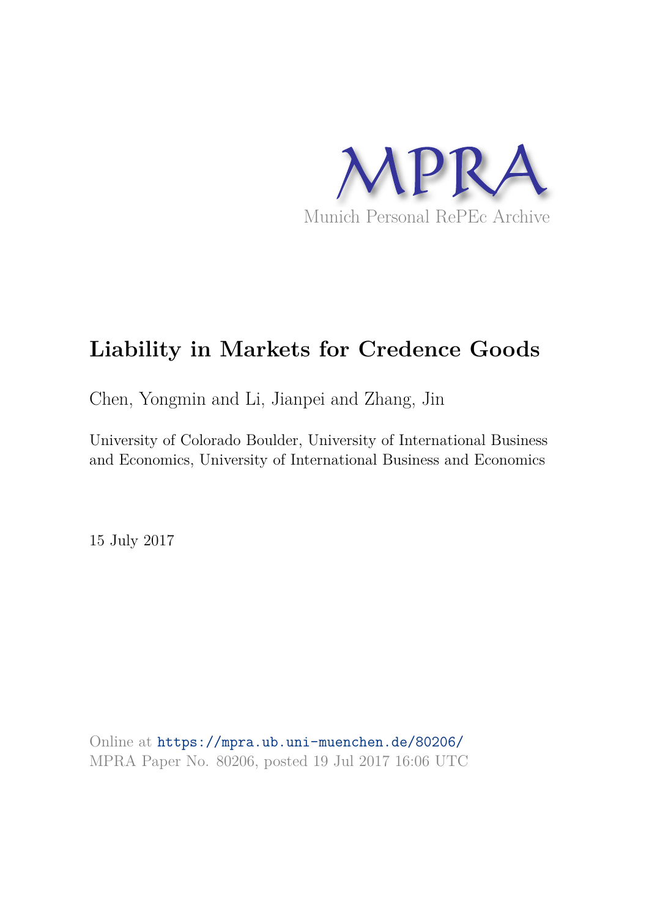MPRA

Munich Personal RePEc Archive

# Liability in Markets for Credence Goods

Chen, Yongmin and Li, Jianpei and Zhang, Jin

University of Colorado Boulder, University of International Business and Economics, University of International Business and Economics

15 July 2017

Online at https://mpra.ub.uni-muenchen.de/80206/
MPRA Paper No. 80206, posted 19 Jul 2017 16:06 UTC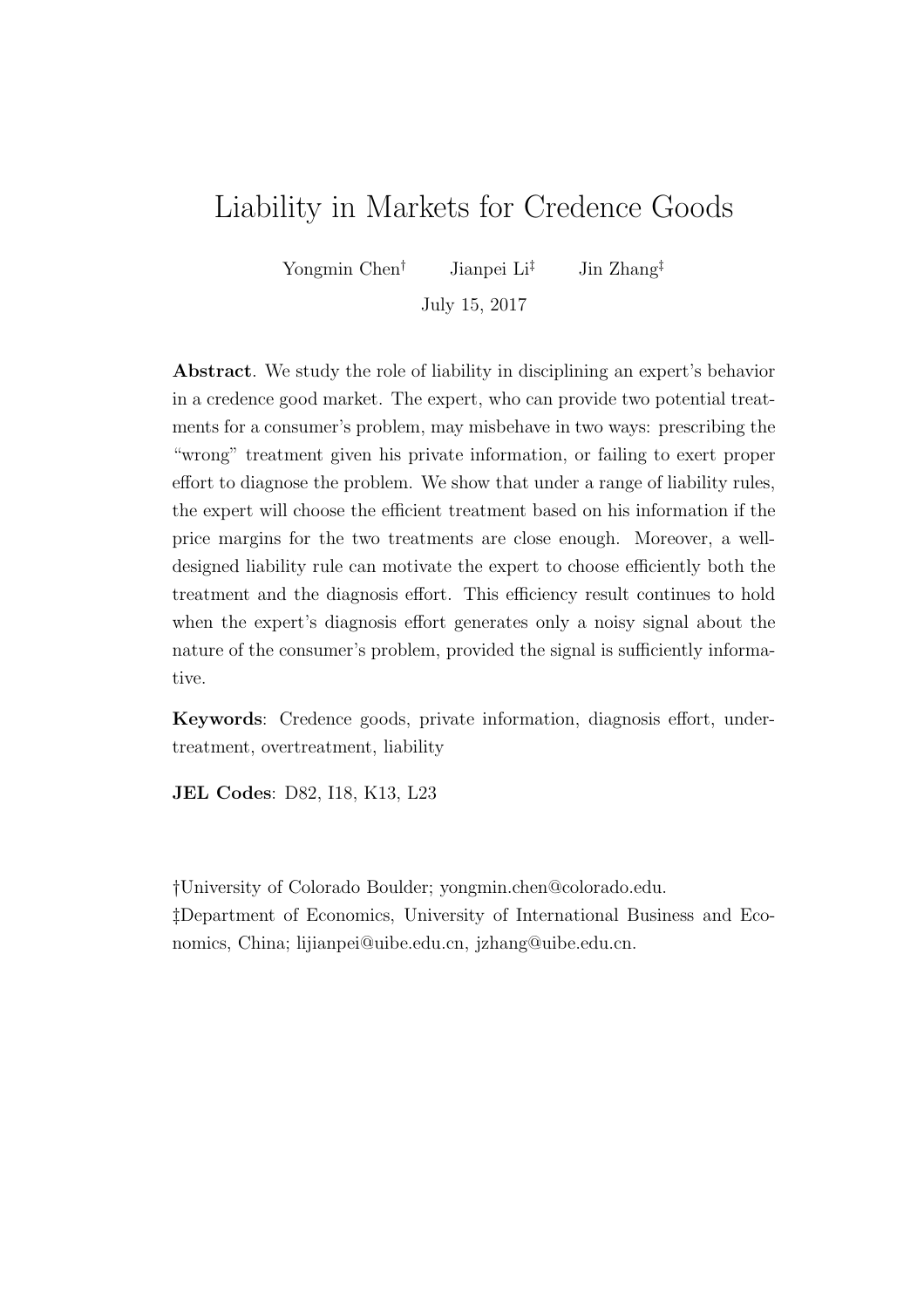# Liability in Markets for Credence Goods

Yongmin Chen[†] Jianpei Li[‡] Jin Zhang[‡]

July 15, 2017

**Abstract**. We study the role of liability in disciplining an expert's behavior in a credence good market. The expert, who can provide two potential treatments for a consumer's problem, may misbehave in two ways: prescribing the "wrong" treatment given his private information, or failing to exert proper effort to diagnose the problem. We show that under a range of liability rules, the expert will choose the efficient treatment based on his information if the price margins for the two treatments are close enough. Moreover, a well-designed liability rule can motivate the expert to choose efficiently both the treatment and the diagnosis effort. This efficiency result continues to hold when the expert's diagnosis effort generates only a noisy signal about the nature of the consumer's problem, provided the signal is sufficiently informative.

**Keywords**: Credence goods, private information, diagnosis effort, undertreatment, overtreatment, liability

**JEL Codes**: D82, I18, K13, L23

†University of Colorado Boulder; yongmin.chen@colorado.edu.
‡Department of Economics, University of International Business and Economics, China; lijianpei@uibe.edu.cn, jzhang@uibe.edu.cn.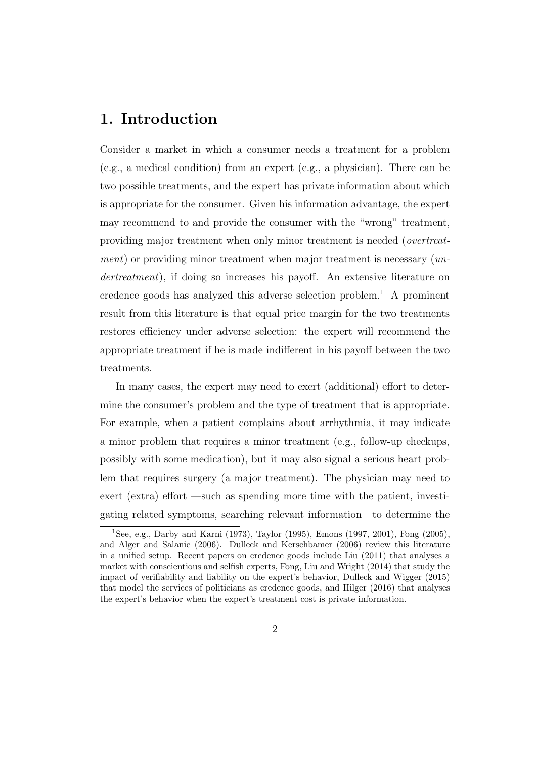# 1. Introduction

Consider a market in which a consumer needs a treatment for a problem (e.g., a medical condition) from an expert (e.g., a physician). There can be two possible treatments, and the expert has private information about which is appropriate for the consumer. Given his information advantage, the expert may recommend to and provide the consumer with the "wrong" treatment, providing major treatment when only minor treatment is needed (*overtreatment*) or providing minor treatment when major treatment is necessary (*undertreatment*), if doing so increases his payoff. An extensive literature on credence goods has analyzed this adverse selection problem.[1] A prominent result from this literature is that equal price margin for the two treatments restores efficiency under adverse selection: the expert will recommend the appropriate treatment if he is made indifferent in his payoff between the two treatments.

In many cases, the expert may need to exert (additional) effort to determine the consumer's problem and the type of treatment that is appropriate. For example, when a patient complains about arrhythmia, it may indicate a minor problem that requires a minor treatment (e.g., follow-up checkups, possibly with some medication), but it may also signal a serious heart problem that requires surgery (a major treatment). The physician may need to exert (extra) effort —such as spending more time with the patient, investigating related symptoms, searching relevant information—to determine the

[1] See, e.g., Darby and Karni (1973), Taylor (1995), Emons (1997, 2001), Fong (2005), and Alger and Salanie (2006). Dulleck and Kerschbamer (2006) review this literature in a unified setup. Recent papers on credence goods include Liu (2011) that analyses a market with conscientious and selfish experts, Fong, Liu and Wright (2014) that study the impact of verifiability and liability on the expert's behavior, Dulleck and Wigger (2015) that model the services of politicians as credence goods, and Hilger (2016) that analyses the expert's behavior when the expert's treatment cost is private information.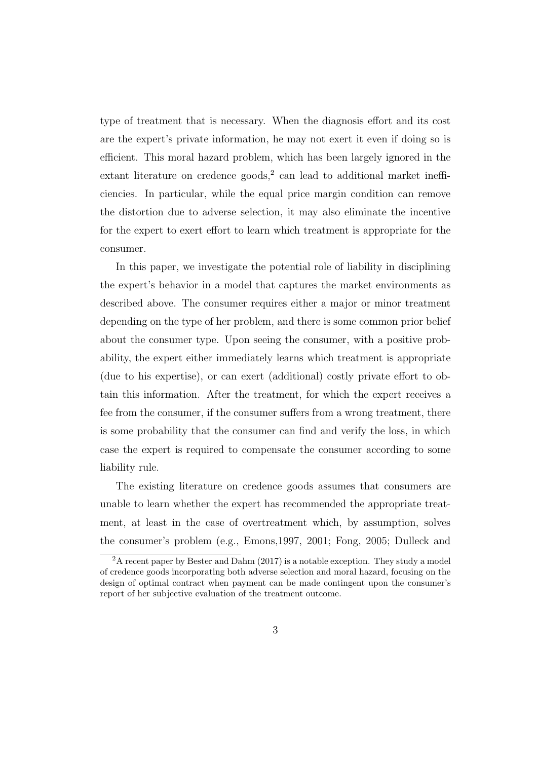type of treatment that is necessary. When the diagnosis effort and its cost are the expert's private information, he may not exert it even if doing so is efficient. This moral hazard problem, which has been largely ignored in the extant literature on credence goods,[2] can lead to additional market inefficiencies. In particular, while the equal price margin condition can remove the distortion due to adverse selection, it may also eliminate the incentive for the expert to exert effort to learn which treatment is appropriate for the consumer.

In this paper, we investigate the potential role of liability in disciplining the expert's behavior in a model that captures the market environments as described above. The consumer requires either a major or minor treatment depending on the type of her problem, and there is some common prior belief about the consumer type. Upon seeing the consumer, with a positive probability, the expert either immediately learns which treatment is appropriate (due to his expertise), or can exert (additional) costly private effort to obtain this information. After the treatment, for which the expert receives a fee from the consumer, if the consumer suffers from a wrong treatment, there is some probability that the consumer can find and verify the loss, in which case the expert is required to compensate the consumer according to some liability rule.

The existing literature on credence goods assumes that consumers are unable to learn whether the expert has recommended the appropriate treatment, at least in the case of overtreatment which, by assumption, solves the consumer's problem (e.g., Emons,1997, 2001; Fong, 2005; Dulleck and

[2] A recent paper by Bester and Dahm (2017) is a notable exception. They study a model of credence goods incorporating both adverse selection and moral hazard, focusing on the design of optimal contract when payment can be made contingent upon the consumer's report of her subjective evaluation of the treatment outcome.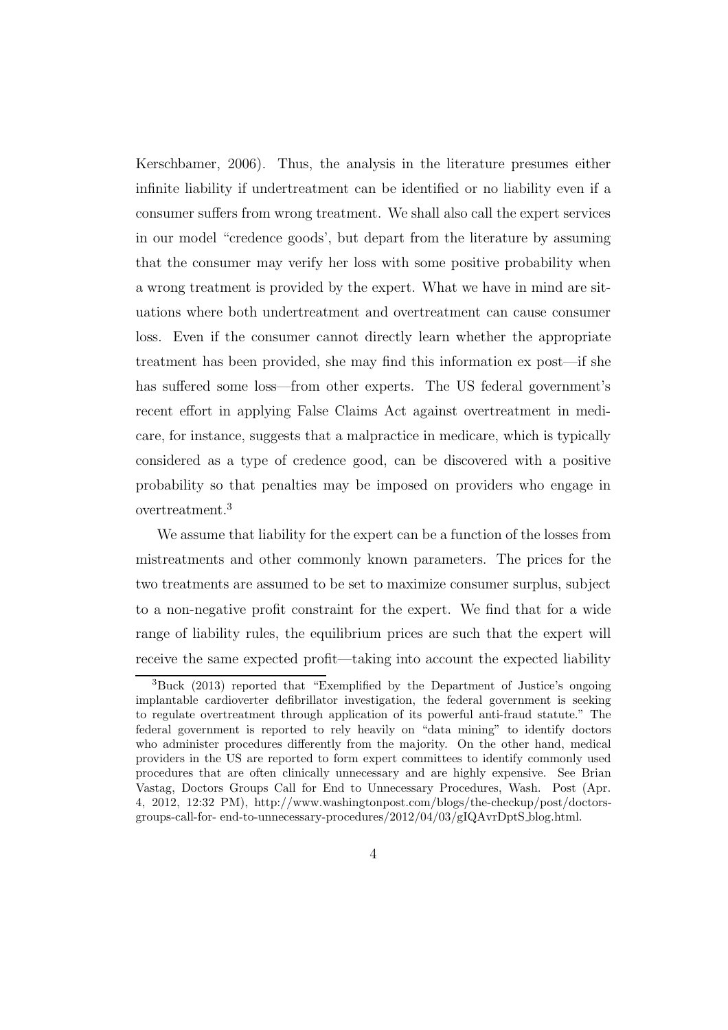Kerschbamer, 2006). Thus, the analysis in the literature presumes either infinite liability if undertreatment can be identified or no liability even if a consumer suffers from wrong treatment. We shall also call the expert services in our model "credence goods', but depart from the literature by assuming that the consumer may verify her loss with some positive probability when a wrong treatment is provided by the expert. What we have in mind are situations where both undertreatment and overtreatment can cause consumer loss. Even if the consumer cannot directly learn whether the appropriate treatment has been provided, she may find this information ex post—if she has suffered some loss—from other experts. The US federal government's recent effort in applying False Claims Act against overtreatment in medicare, for instance, suggests that a malpractice in medicare, which is typically considered as a type of credence good, can be discovered with a positive probability so that penalties may be imposed on providers who engage in overtreatment.[3]

We assume that liability for the expert can be a function of the losses from mistreatments and other commonly known parameters. The prices for the two treatments are assumed to be set to maximize consumer surplus, subject to a non-negative profit constraint for the expert. We find that for a wide range of liability rules, the equilibrium prices are such that the expert will receive the same expected profit—taking into account the expected liability

[3] Buck (2013) reported that "Exemplified by the Department of Justice's ongoing implantable cardioverter defibrillator investigation, the federal government is seeking to regulate overtreatment through application of its powerful anti-fraud statute." The federal government is reported to rely heavily on "data mining" to identify doctors who administer procedures differently from the majority. On the other hand, medical providers in the US are reported to form expert committees to identify commonly used procedures that are often clinically unnecessary and are highly expensive. See Brian Vastag, Doctors Groups Call for End to Unnecessary Procedures, Wash. Post (Apr. 4, 2012, 12:32 PM), http://www.washingtonpost.com/blogs/the-checkup/post/doctors-groups-call-for- end-to-unnecessary-procedures/2012/04/03/gIQAvrDptS_blog.html.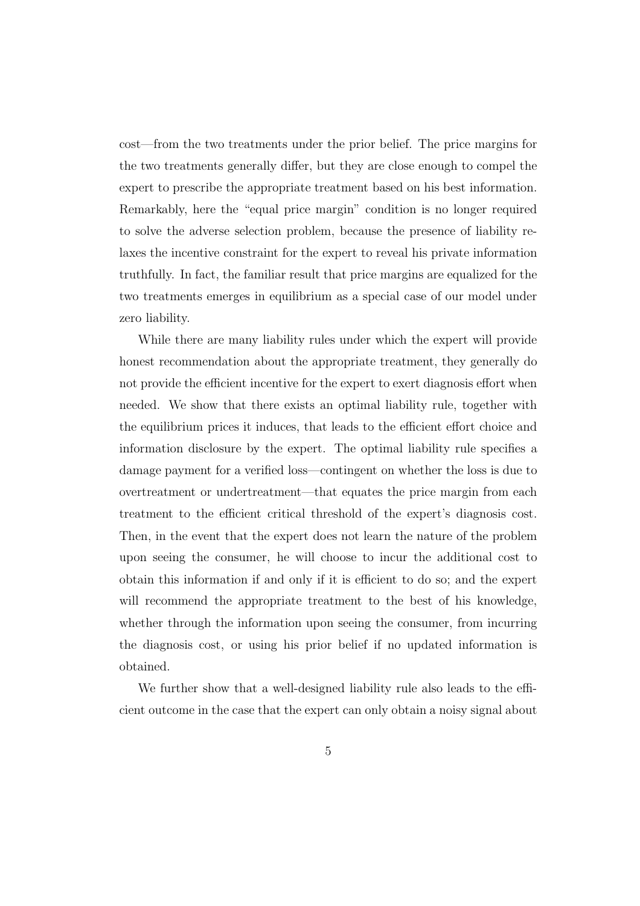cost—from the two treatments under the prior belief. The price margins for the two treatments generally differ, but they are close enough to compel the expert to prescribe the appropriate treatment based on his best information. Remarkably, here the "equal price margin" condition is no longer required to solve the adverse selection problem, because the presence of liability relaxes the incentive constraint for the expert to reveal his private information truthfully. In fact, the familiar result that price margins are equalized for the two treatments emerges in equilibrium as a special case of our model under zero liability.

While there are many liability rules under which the expert will provide honest recommendation about the appropriate treatment, they generally do not provide the efficient incentive for the expert to exert diagnosis effort when needed. We show that there exists an optimal liability rule, together with the equilibrium prices it induces, that leads to the efficient effort choice and information disclosure by the expert. The optimal liability rule specifies a damage payment for a verified loss—contingent on whether the loss is due to overtreatment or undertreatment—that equates the price margin from each treatment to the efficient critical threshold of the expert's diagnosis cost. Then, in the event that the expert does not learn the nature of the problem upon seeing the consumer, he will choose to incur the additional cost to obtain this information if and only if it is efficient to do so; and the expert will recommend the appropriate treatment to the best of his knowledge, whether through the information upon seeing the consumer, from incurring the diagnosis cost, or using his prior belief if no updated information is obtained.

We further show that a well-designed liability rule also leads to the efficient outcome in the case that the expert can only obtain a noisy signal about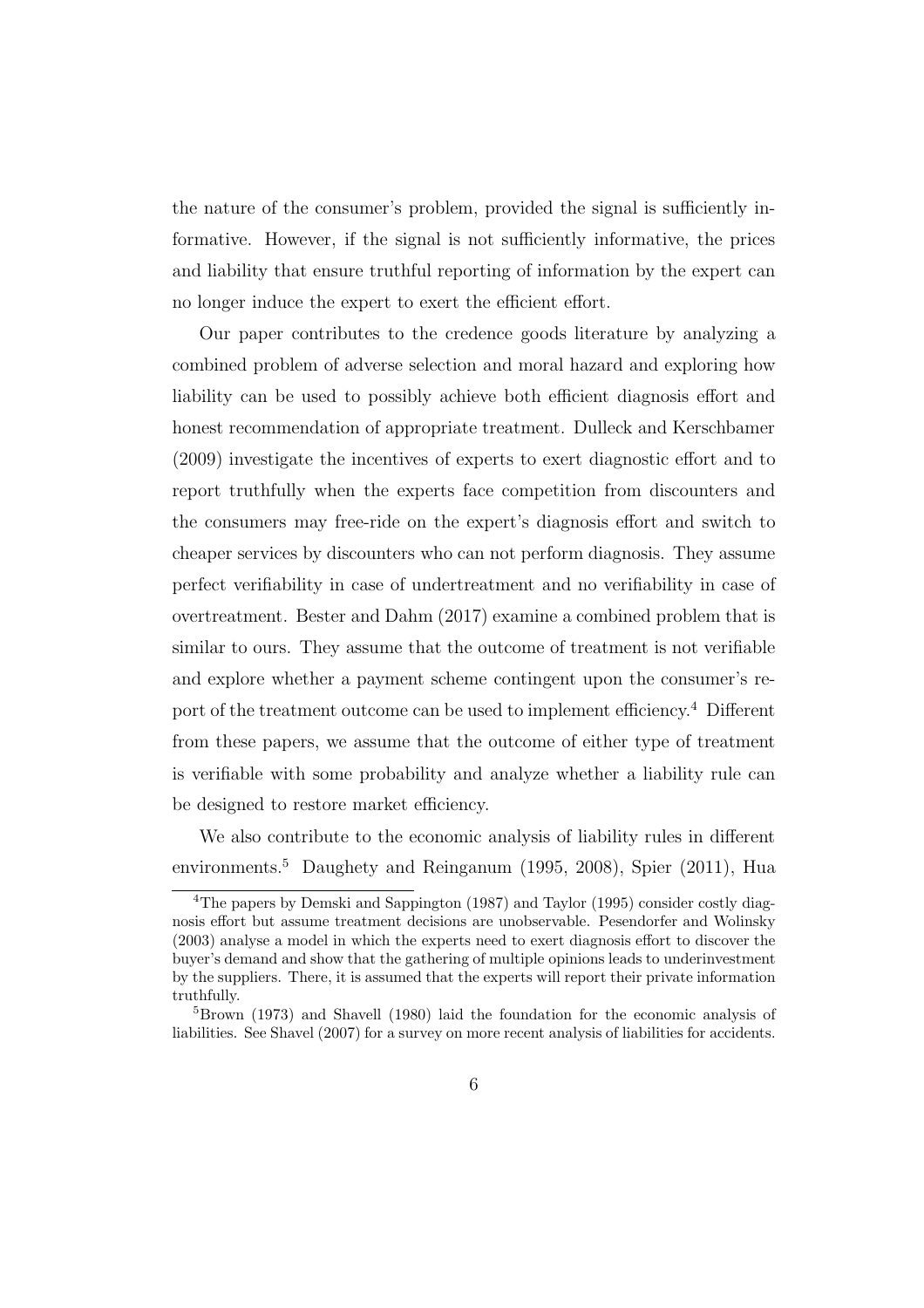the nature of the consumer's problem, provided the signal is sufficiently informative. However, if the signal is not sufficiently informative, the prices and liability that ensure truthful reporting of information by the expert can no longer induce the expert to exert the efficient effort.

Our paper contributes to the credence goods literature by analyzing a combined problem of adverse selection and moral hazard and exploring how liability can be used to possibly achieve both efficient diagnosis effort and honest recommendation of appropriate treatment. Dulleck and Kerschbamer (2009) investigate the incentives of experts to exert diagnostic effort and to report truthfully when the experts face competition from discounters and the consumers may free-ride on the expert's diagnosis effort and switch to cheaper services by discounters who can not perform diagnosis. They assume perfect verifiability in case of undertreatment and no verifiability in case of overtreatment. Bester and Dahm (2017) examine a combined problem that is similar to ours. They assume that the outcome of treatment is not verifiable and explore whether a payment scheme contingent upon the consumer's report of the treatment outcome can be used to implement efficiency.[4] Different from these papers, we assume that the outcome of either type of treatment is verifiable with some probability and analyze whether a liability rule can be designed to restore market efficiency.

We also contribute to the economic analysis of liability rules in different environments.[5] Daughety and Reinganum (1995, 2008), Spier (2011), Hua

[4]The papers by Demski and Sappington (1987) and Taylor (1995) consider costly diagnosis effort but assume treatment decisions are unobservable. Pesendorfer and Wolinsky (2003) analyse a model in which the experts need to exert diagnosis effort to discover the buyer's demand and show that the gathering of multiple opinions leads to underinvestment by the suppliers. There, it is assumed that the experts will report their private information truthfully.

[5]Brown (1973) and Shavell (1980) laid the foundation for the economic analysis of liabilities. See Shavel (2007) for a survey on more recent analysis of liabilities for accidents.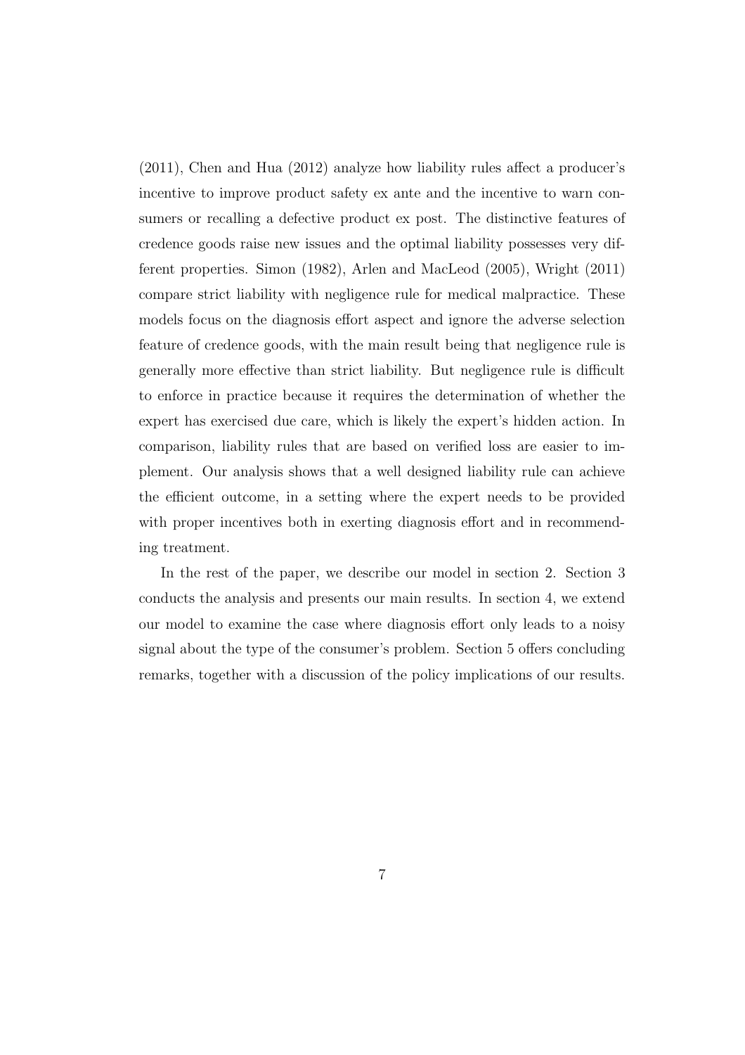(2011), Chen and Hua (2012) analyze how liability rules affect a producer's incentive to improve product safety ex ante and the incentive to warn consumers or recalling a defective product ex post. The distinctive features of credence goods raise new issues and the optimal liability possesses very different properties. Simon (1982), Arlen and MacLeod (2005), Wright (2011) compare strict liability with negligence rule for medical malpractice. These models focus on the diagnosis effort aspect and ignore the adverse selection feature of credence goods, with the main result being that negligence rule is generally more effective than strict liability. But negligence rule is difficult to enforce in practice because it requires the determination of whether the expert has exercised due care, which is likely the expert's hidden action. In comparison, liability rules that are based on verified loss are easier to implement. Our analysis shows that a well designed liability rule can achieve the efficient outcome, in a setting where the expert needs to be provided with proper incentives both in exerting diagnosis effort and in recommending treatment.

In the rest of the paper, we describe our model in section 2. Section 3 conducts the analysis and presents our main results. In section 4, we extend our model to examine the case where diagnosis effort only leads to a noisy signal about the type of the consumer's problem. Section 5 offers concluding remarks, together with a discussion of the policy implications of our results.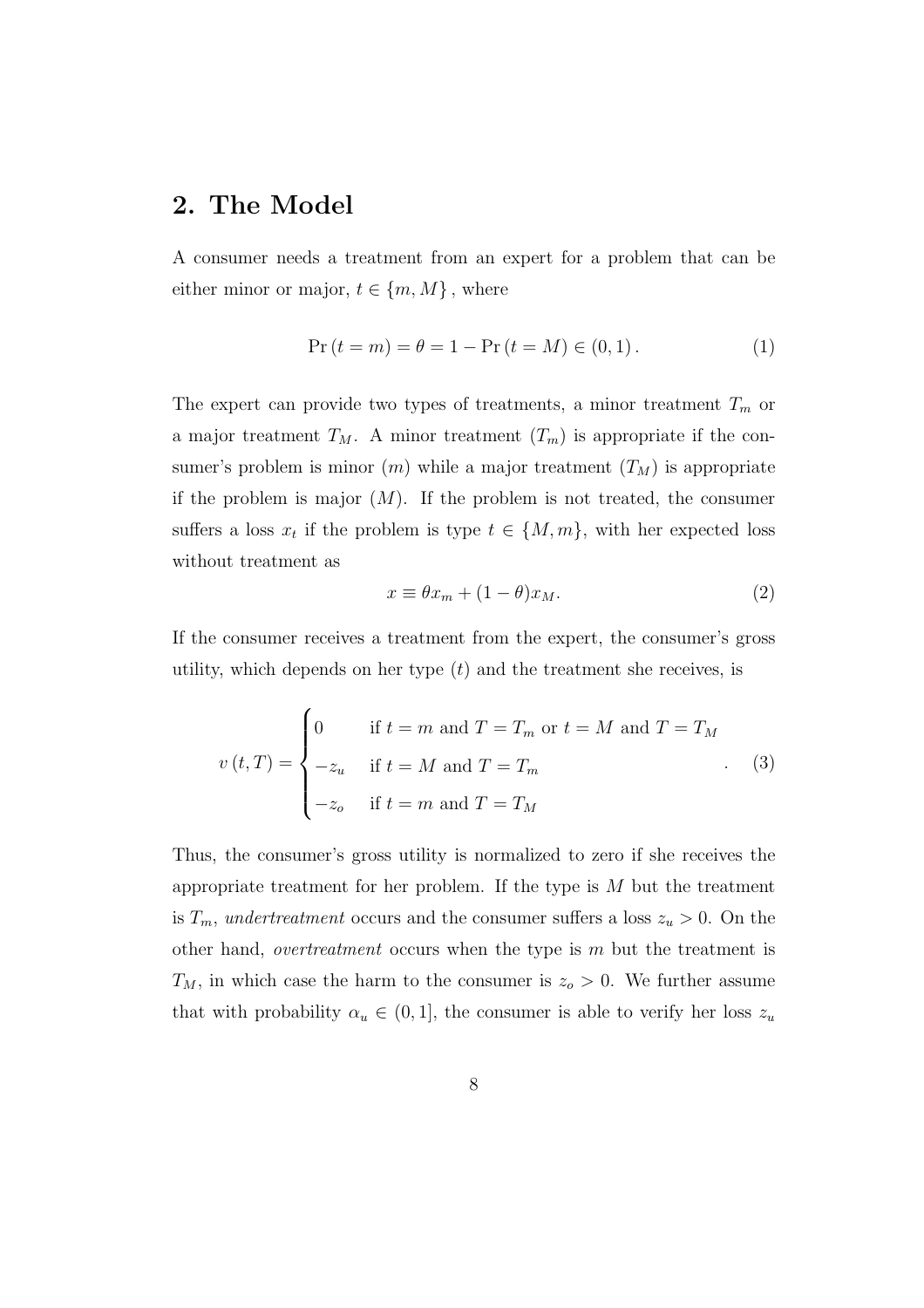## 2. The Model

A consumer needs a treatment from an expert for a problem that can be either minor or major, $t \in \{m, M\}$, where

$$\Pr(t = m) = \theta = 1 - \Pr(t = M) \in (0, 1). \tag{1}$$

The expert can provide two types of treatments, a minor treatment $T_m$ or a major treatment $T_M$. A minor treatment ($T_m$) is appropriate if the consumer's problem is minor ($m$) while a major treatment ($T_M$) is appropriate if the problem is major ($M$). If the problem is not treated, the consumer suffers a loss $x_t$ if the problem is type $t \in \{M, m\}$, with her expected loss without treatment as

$$x \equiv \theta x_m + (1 - \theta) x_M. \tag{2}$$

If the consumer receives a treatment from the expert, the consumer's gross utility, which depends on her type ($t$) and the treatment she receives, is

$$v(t, T) = \begin{cases} 0 & \text{if } t = m \text{ and } T = T_m \text{ or } t = M \text{ and } T = T_M \\ -z_u & \text{if } t = M \text{ and } T = T_m \\ -z_o & \text{if } t = m \text{ and } T = T_M \end{cases}. \tag{3}$$

Thus, the consumer's gross utility is normalized to zero if she receives the appropriate treatment for her problem. If the type is $M$ but the treatment is $T_m$, *undertreatment* occurs and the consumer suffers a loss $z_u > 0$. On the other hand, *overtreatment* occurs when the type is $m$ but the treatment is $T_M$, in which case the harm to the consumer is $z_o > 0$. We further assume that with probability $\alpha_u \in (0, 1]$, the consumer is able to verify her loss $z_u$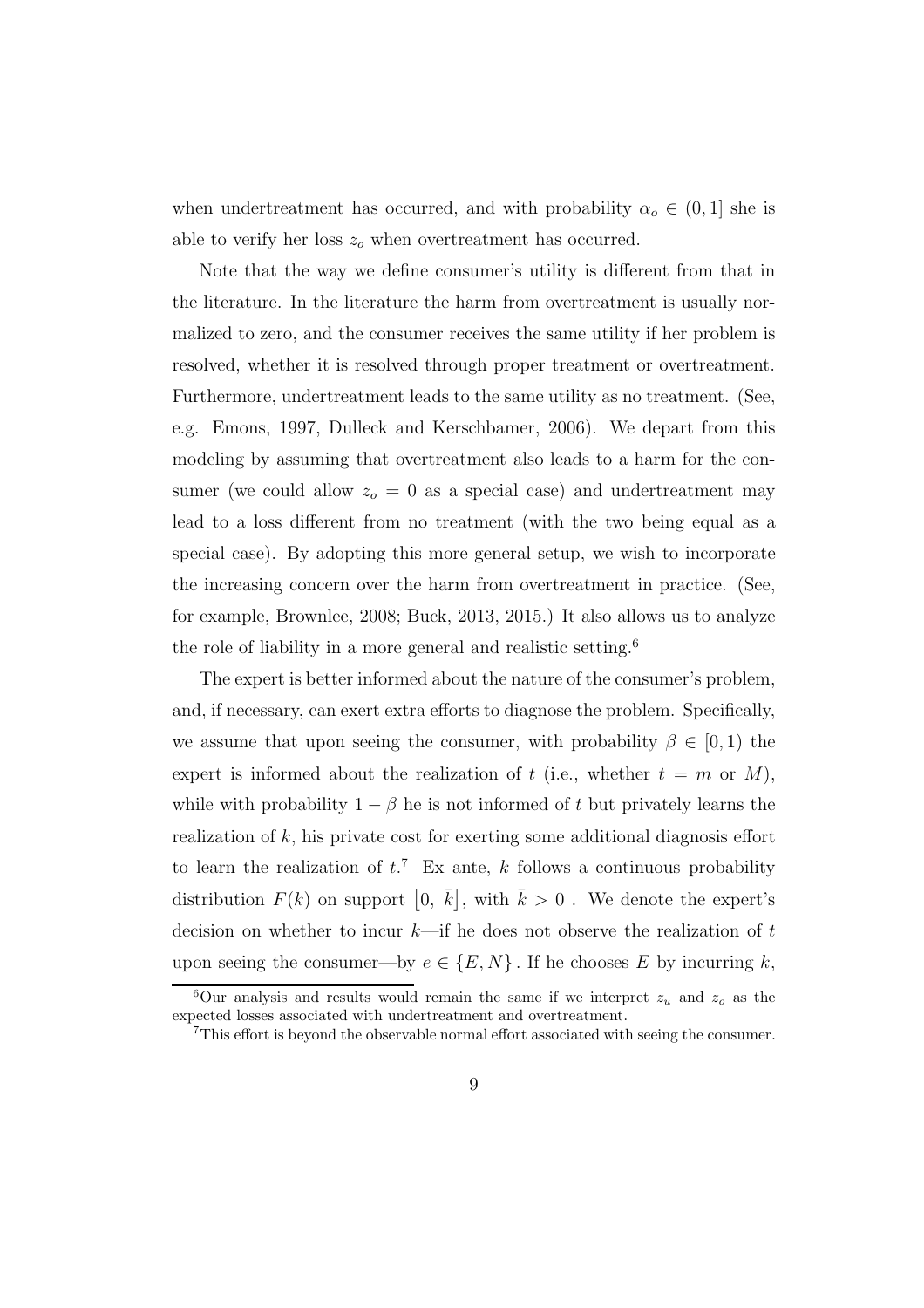when undertreatment has occurred, and with probability $\alpha_o \in (0, 1]$ she is able to verify her loss $z_o$ when overtreatment has occurred.

Note that the way we define consumer's utility is different from that in the literature. In the literature the harm from overtreatment is usually normalized to zero, and the consumer receives the same utility if her problem is resolved, whether it is resolved through proper treatment or overtreatment. Furthermore, undertreatment leads to the same utility as no treatment. (See, e.g. Emons, 1997, Dulleck and Kerschbamer, 2006). We depart from this modeling by assuming that overtreatment also leads to a harm for the consumer (we could allow $z_o = 0$ as a special case) and undertreatment may lead to a loss different from no treatment (with the two being equal as a special case). By adopting this more general setup, we wish to incorporate the increasing concern over the harm from overtreatment in practice. (See, for example, Brownlee, 2008; Buck, 2013, 2015.) It also allows us to analyze the role of liability in a more general and realistic setting.[6]

The expert is better informed about the nature of the consumer's problem, and, if necessary, can exert extra efforts to diagnose the problem. Specifically, we assume that upon seeing the consumer, with probability $\beta \in [0, 1)$ the expert is informed about the realization of $t$ (i.e., whether $t = m$ or $M$), while with probability $1 - \beta$ he is not informed of $t$ but privately learns the realization of $k$, his private cost for exerting some additional diagnosis effort to learn the realization of $t$.[7] Ex ante, $k$ follows a continuous probability distribution $F(k)$ on support $[0, \bar{k}]$, with $\bar{k} > 0$ . We denote the expert's decision on whether to incur $k$—if he does not observe the realization of $t$ upon seeing the consumer—by $e \in \{E, N\}$ . If he chooses $E$ by incurring $k$,

[6] Our analysis and results would remain the same if we interpret $z_u$ and $z_o$ as the expected losses associated with undertreatment and overtreatment.

[7] This effort is beyond the observable normal effort associated with seeing the consumer.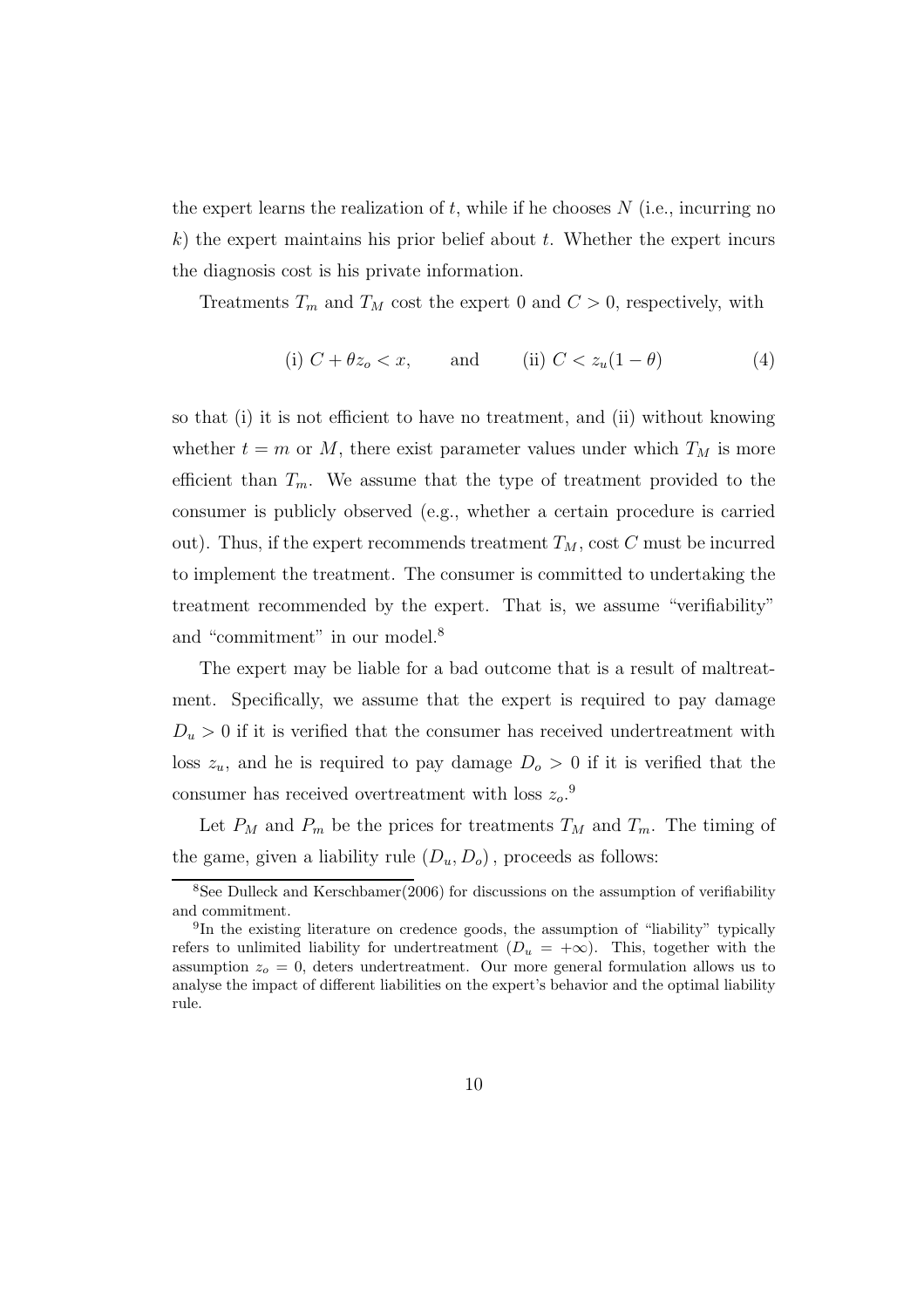the expert learns the realization of $t$, while if he chooses $N$ (i.e., incurring no $k$) the expert maintains his prior belief about $t$. Whether the expert incurs the diagnosis cost is his private information.

Treatments $T_m$ and $T_M$ cost the expert 0 and $C > 0$, respectively, with

$$\text{(i) } C + \theta z_o < x, \qquad \text{and} \qquad \text{(ii) } C < z_u(1 - \theta) \tag{4}$$

so that (i) it is not efficient to have no treatment, and (ii) without knowing whether $t = m$ or $M$, there exist parameter values under which $T_M$ is more efficient than $T_m$. We assume that the type of treatment provided to the consumer is publicly observed (e.g., whether a certain procedure is carried out). Thus, if the expert recommends treatment $T_M$, cost $C$ must be incurred to implement the treatment. The consumer is committed to undertaking the treatment recommended by the expert. That is, we assume "verifiability" and "commitment" in our model.[8]

The expert may be liable for a bad outcome that is a result of maltreatment. Specifically, we assume that the expert is required to pay damage $D_u > 0$ if it is verified that the consumer has received undertreatment with loss $z_u$, and he is required to pay damage $D_o > 0$ if it is verified that the consumer has received overtreatment with loss $z_o$.[9]

Let $P_M$ and $P_m$ be the prices for treatments $T_M$ and $T_m$. The timing of the game, given a liability rule $(D_u, D_o)$, proceeds as follows:

---

[8] See Dulleck and Kerschbamer(2006) for discussions on the assumption of verifiability and commitment.

[9] In the existing literature on credence goods, the assumption of "liability" typically refers to unlimited liability for undertreatment ($D_u = +\infty$). This, together with the assumption $z_o = 0$, deters undertreatment. Our more general formulation allows us to analyse the impact of different liabilities on the expert's behavior and the optimal liability rule.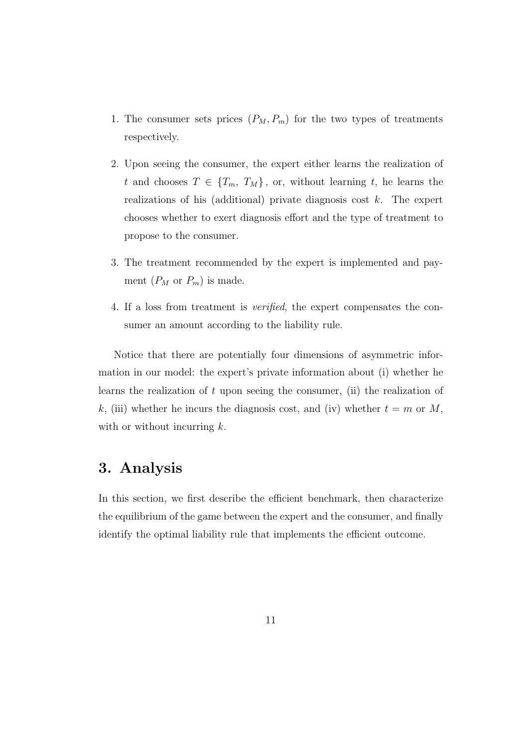1. The consumer sets prices $(P_M, P_m)$ for the two types of treatments respectively.

2. Upon seeing the consumer, the expert either learns the realization of $t$ and chooses $T \in \{T_m, T_M\}$, or, without learning $t$, he learns the realizations of his (additional) private diagnosis cost $k$. The expert chooses whether to exert diagnosis effort and the type of treatment to propose to the consumer.

3. The treatment recommended by the expert is implemented and payment ($P_M$ or $P_m$) is made.

4. If a loss from treatment is *verified*, the expert compensates the consumer an amount according to the liability rule.

Notice that there are potentially four dimensions of asymmetric information in our model: the expert's private information about (i) whether he learns the realization of $t$ upon seeing the consumer, (ii) the realization of $k$, (iii) whether he incurs the diagnosis cost, and (iv) whether $t = m$ or $M$, with or without incurring $k$.

# 3. Analysis

In this section, we first describe the efficient benchmark, then characterize the equilibrium of the game between the expert and the consumer, and finally identify the optimal liability rule that implements the efficient outcome.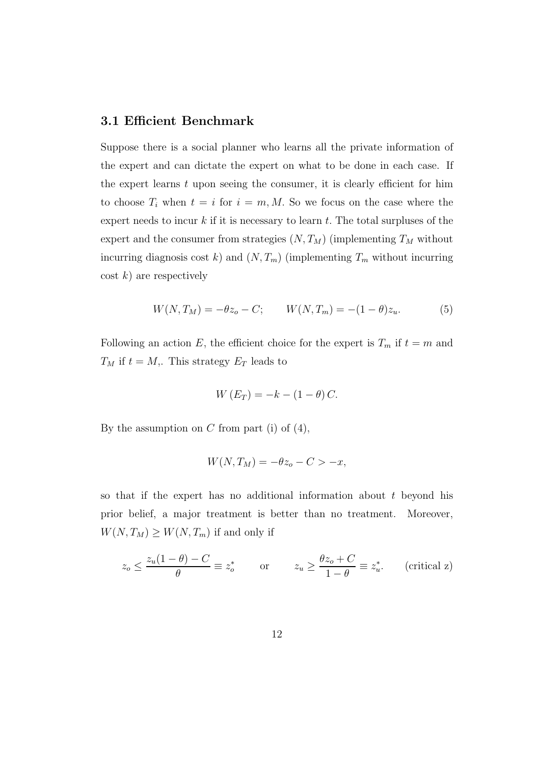### 3.1 Efficient Benchmark

Suppose there is a social planner who learns all the private information of the expert and can dictate the expert on what to be done in each case. If the expert learns $t$ upon seeing the consumer, it is clearly efficient for him to choose $T_i$ when $t = i$ for $i = m, M$. So we focus on the case where the expert needs to incur $k$ if it is necessary to learn $t$. The total surpluses of the expert and the consumer from strategies $(N, T_M)$ (implementing $T_M$ without incurring diagnosis cost $k$) and $(N, T_m)$ (implementing $T_m$ without incurring cost $k$) are respectively

$$W(N, T_M) = -\theta z_o - C; \qquad W(N, T_m) = -(1-\theta)z_u. \tag{5}$$

Following an action $E$, the efficient choice for the expert is $T_m$ if $t = m$ and $T_M$ if $t = M$,. This strategy $E_T$ leads to

$$W(E_T) = -k - (1-\theta)\,C.$$

By the assumption on $C$ from part (i) of (4),

$$W(N, T_M) = -\theta z_o - C > -x,$$

so that if the expert has no additional information about $t$ beyond his prior belief, a major treatment is better than no treatment. Moreover, $W(N, T_M) \geq W(N, T_m)$ if and only if

$$z_o \leq \frac{z_u(1-\theta) - C}{\theta} \equiv z_o^* \qquad \text{or} \qquad z_u \geq \frac{\theta z_o + C}{1-\theta} \equiv z_u^*. \qquad \text{(critical z)}$$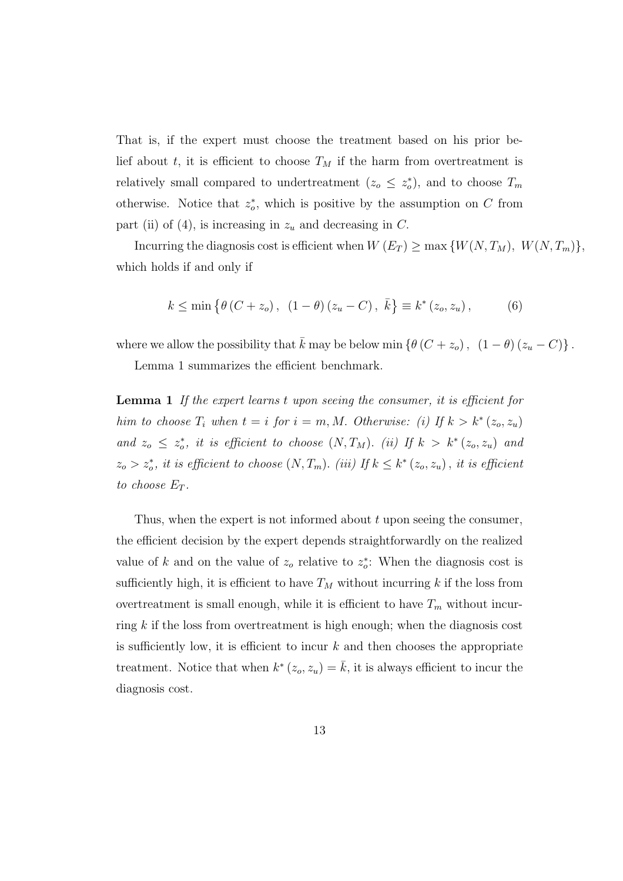That is, if the expert must choose the treatment based on his prior belief about $t$, it is efficient to choose $T_M$ if the harm from overtreatment is relatively small compared to undertreatment ($z_o \leq z_o^*$), and to choose $T_m$ otherwise. Notice that $z_o^*$, which is positive by the assumption on $C$ from part (ii) of (4), is increasing in $z_u$ and decreasing in $C$.

Incurring the diagnosis cost is efficient when $W(E_T) \geq \max\{W(N, T_M),\ W(N, T_m)\}$, which holds if and only if

$$k \leq \min\left\{\theta\left(C + z_o\right),\ \left(1 - \theta\right)\left(z_u - C\right),\ \bar{k}\right\} \equiv k^*\left(z_o, z_u\right), \qquad (6)$$

where we allow the possibility that $\bar{k}$ may be below $\min\left\{\theta\left(C + z_o\right),\ \left(1 - \theta\right)\left(z_u - C\right)\right\}$.

Lemma 1 summarizes the efficient benchmark.

**Lemma 1** *If the expert learns $t$ upon seeing the consumer, it is efficient for him to choose $T_i$ when $t = i$ for $i = m, M$. Otherwise: (i) If $k > k^*(z_o, z_u)$ and $z_o \leq z_o^*$, it is efficient to choose $(N, T_M)$. (ii) If $k > k^*(z_o, z_u)$ and $z_o > z_o^*$, it is efficient to choose $(N, T_m)$. (iii) If $k \leq k^*(z_o, z_u)$, it is efficient to choose $E_T$.*

Thus, when the expert is not informed about $t$ upon seeing the consumer, the efficient decision by the expert depends straightforwardly on the realized value of $k$ and on the value of $z_o$ relative to $z_o^*$: When the diagnosis cost is sufficiently high, it is efficient to have $T_M$ without incurring $k$ if the loss from overtreatment is small enough, while it is efficient to have $T_m$ without incurring $k$ if the loss from overtreatment is high enough; when the diagnosis cost is sufficiently low, it is efficient to incur $k$ and then chooses the appropriate treatment. Notice that when $k^*(z_o, z_u) = \bar{k}$, it is always efficient to incur the diagnosis cost.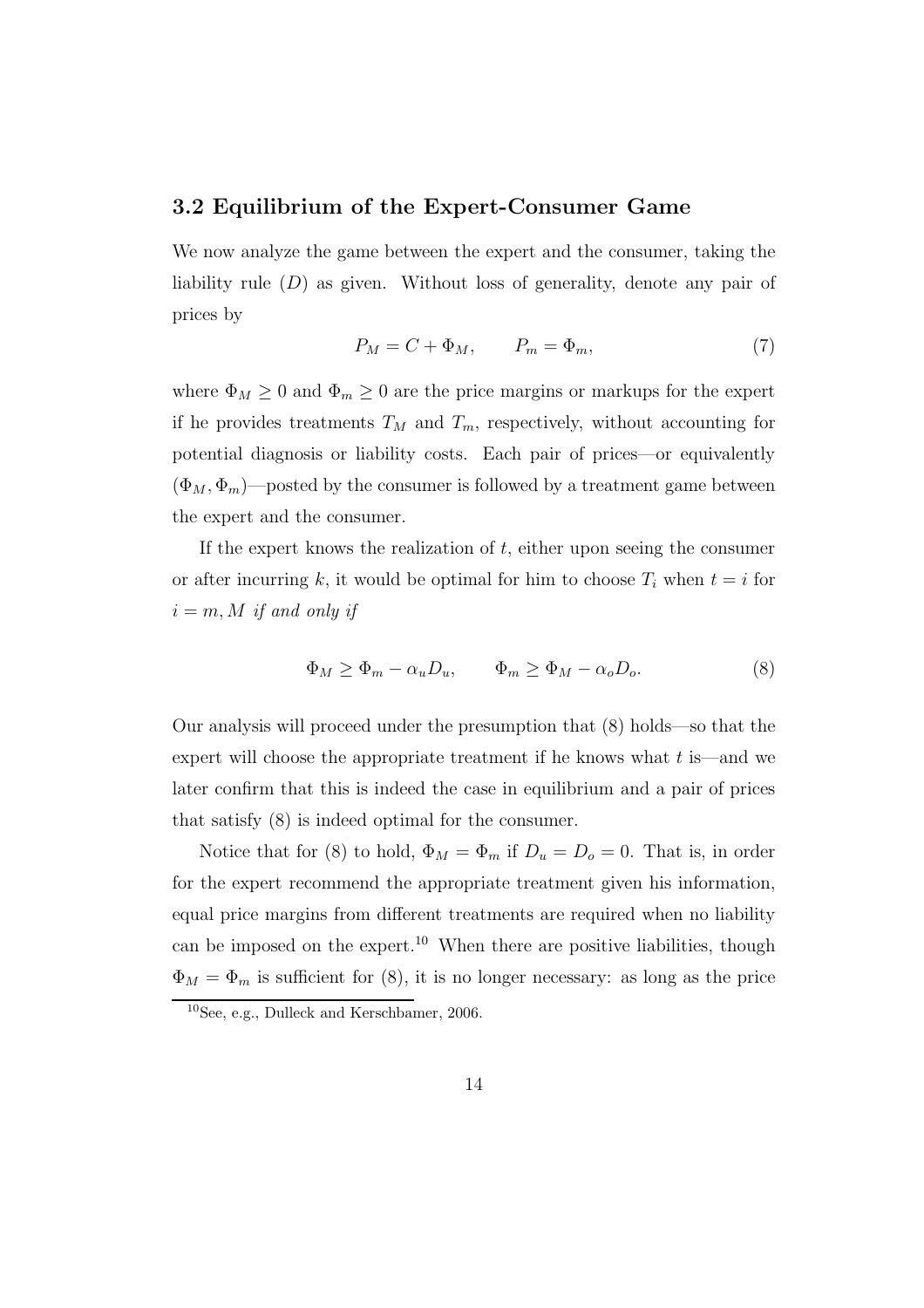### 3.2 Equilibrium of the Expert-Consumer Game

We now analyze the game between the expert and the consumer, taking the liability rule $(D)$ as given. Without loss of generality, denote any pair of prices by

$$P_M = C + \Phi_M, \qquad P_m = \Phi_m, \tag{7}$$

where $\Phi_M \geq 0$ and $\Phi_m \geq 0$ are the price margins or markups for the expert if he provides treatments $T_M$ and $T_m$, respectively, without accounting for potential diagnosis or liability costs. Each pair of prices—or equivalently $(\Phi_M, \Phi_m)$—posted by the consumer is followed by a treatment game between the expert and the consumer.

If the expert knows the realization of $t$, either upon seeing the consumer or after incurring $k$, it would be optimal for him to choose $T_i$ when $t = i$ for $i = m, M$ *if and only if*

$$\Phi_M \geq \Phi_m - \alpha_u D_u, \qquad \Phi_m \geq \Phi_M - \alpha_o D_o. \tag{8}$$

Our analysis will proceed under the presumption that (8) holds—so that the expert will choose the appropriate treatment if he knows what $t$ is—and we later confirm that this is indeed the case in equilibrium and a pair of prices that satisfy (8) is indeed optimal for the consumer.

Notice that for (8) to hold, $\Phi_M = \Phi_m$ if $D_u = D_o = 0$. That is, in order for the expert recommend the appropriate treatment given his information, equal price margins from different treatments are required when no liability can be imposed on the expert.[10] When there are positive liabilities, though $\Phi_M = \Phi_m$ is sufficient for (8), it is no longer necessary: as long as the price

[10] See, e.g., Dulleck and Kerschbamer, 2006.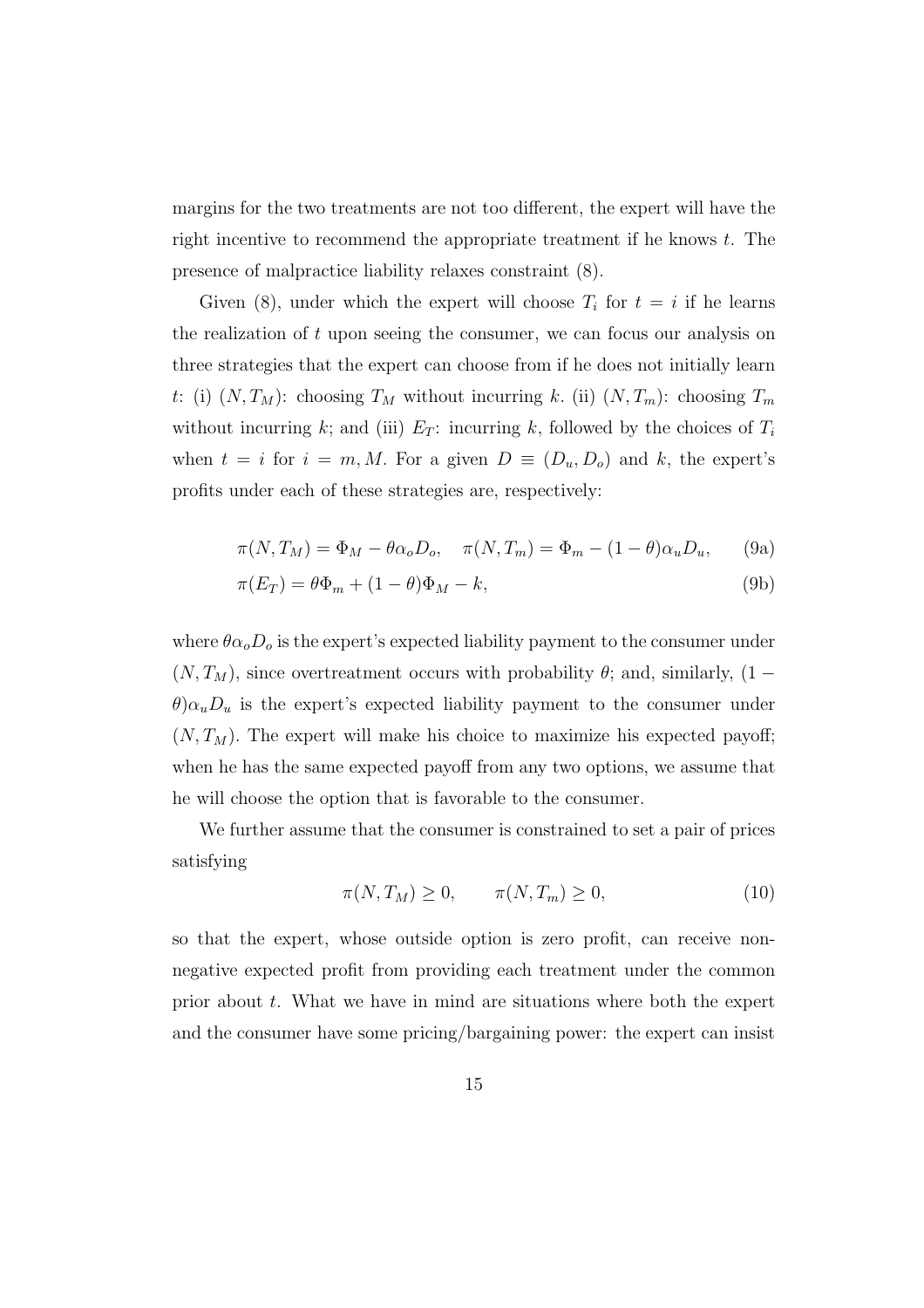margins for the two treatments are not too different, the expert will have the right incentive to recommend the appropriate treatment if he knows $t$. The presence of malpractice liability relaxes constraint (8).

Given (8), under which the expert will choose $T_i$ for $t = i$ if he learns the realization of $t$ upon seeing the consumer, we can focus our analysis on three strategies that the expert can choose from if he does not initially learn $t$: (i) $(N, T_M)$: choosing $T_M$ without incurring $k$. (ii) $(N, T_m)$: choosing $T_m$ without incurring $k$; and (iii) $E_T$: incurring $k$, followed by the choices of $T_i$ when $t = i$ for $i = m, M$. For a given $D \equiv (D_u, D_o)$ and $k$, the expert's profits under each of these strategies are, respectively:

$$\pi(N, T_M) = \Phi_M - \theta \alpha_o D_o, \quad \pi(N, T_m) = \Phi_m - (1 - \theta)\alpha_u D_u, \tag{9a}$$

$$\pi(E_T) = \theta \Phi_m + (1 - \theta)\Phi_M - k, \tag{9b}$$

where $\theta \alpha_o D_o$ is the expert's expected liability payment to the consumer under $(N, T_M)$, since overtreatment occurs with probability $\theta$; and, similarly, $(1 - \theta)\alpha_u D_u$ is the expert's expected liability payment to the consumer under $(N, T_M)$. The expert will make his choice to maximize his expected payoff; when he has the same expected payoff from any two options, we assume that he will choose the option that is favorable to the consumer.

We further assume that the consumer is constrained to set a pair of prices satisfying

$$\pi(N, T_M) \geq 0, \qquad \pi(N, T_m) \geq 0, \tag{10}$$

so that the expert, whose outside option is zero profit, can receive non-negative expected profit from providing each treatment under the common prior about $t$. What we have in mind are situations where both the expert and the consumer have some pricing/bargaining power: the expert can insist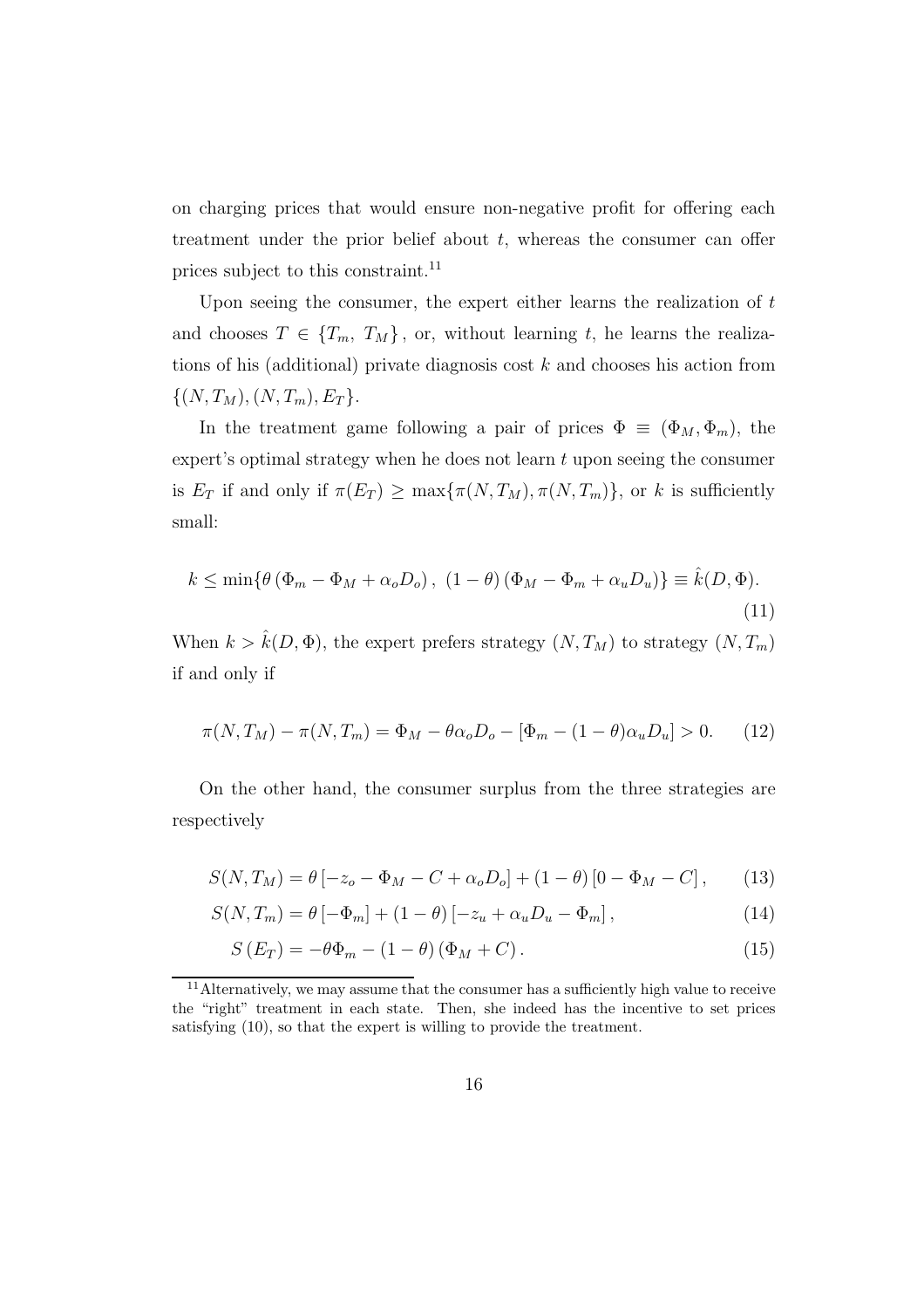on charging prices that would ensure non-negative profit for offering each treatment under the prior belief about $t$, whereas the consumer can offer prices subject to this constraint.[11]

Upon seeing the consumer, the expert either learns the realization of $t$ and chooses $T \in \{T_m,\ T_M\}$, or, without learning $t$, he learns the realizations of his (additional) private diagnosis cost $k$ and chooses his action from $\{(N, T_M), (N, T_m), E_T\}$.

In the treatment game following a pair of prices $\Phi \equiv (\Phi_M, \Phi_m)$, the expert's optimal strategy when he does not learn $t$ upon seeing the consumer is $E_T$ if and only if $\pi(E_T) \geq \max\{\pi(N, T_M), \pi(N, T_m)\}$, or $k$ is sufficiently small:

$$k \leq \min\{\theta\left(\Phi_m - \Phi_M + \alpha_o D_o\right),\ (1-\theta)\left(\Phi_M - \Phi_m + \alpha_u D_u\right)\} \equiv \hat{k}(D, \Phi). \tag{11}$$

When $k > \hat{k}(D, \Phi)$, the expert prefers strategy $(N, T_M)$ to strategy $(N, T_m)$ if and only if

$$\pi(N, T_M) - \pi(N, T_m) = \Phi_M - \theta\alpha_o D_o - [\Phi_m - (1-\theta)\alpha_u D_u] > 0. \tag{12}$$

On the other hand, the consumer surplus from the three strategies are respectively

$$S(N, T_M) = \theta\left[-z_o - \Phi_M - C + \alpha_o D_o\right] + (1-\theta)\left[0 - \Phi_M - C\right], \tag{13}$$

$$S(N, T_m) = \theta\left[-\Phi_m\right] + (1-\theta)\left[-z_u + \alpha_u D_u - \Phi_m\right], \tag{14}$$

$$S\left(E_T\right) = -\theta\Phi_m - (1-\theta)\left(\Phi_M + C\right). \tag{15}$$

[11] Alternatively, we may assume that the consumer has a sufficiently high value to receive the "right" treatment in each state. Then, she indeed has the incentive to set prices satisfying (10), so that the expert is willing to provide the treatment.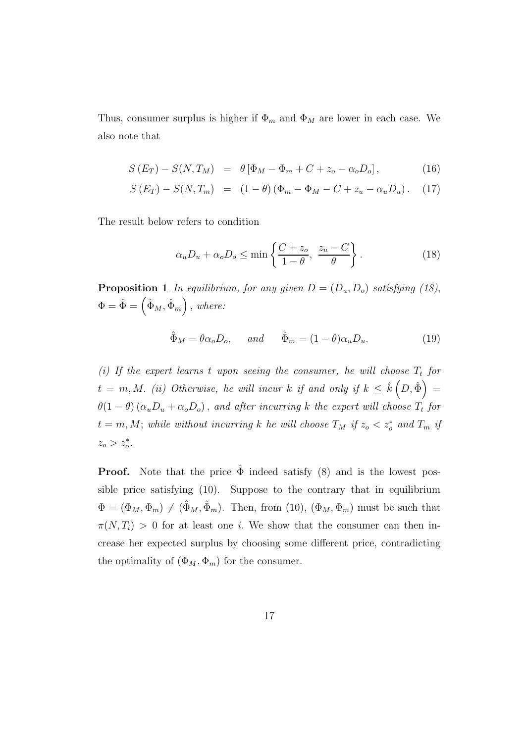Thus, consumer surplus is higher if $\Phi_m$ and $\Phi_M$ are lower in each case. We also note that

$$S(E_T) - S(N, T_M) = \theta \left[ \Phi_M - \Phi_m + C + z_o - \alpha_o D_o \right], \tag{16}$$

$$S(E_T) - S(N, T_m) = (1 - \theta) \left( \Phi_m - \Phi_M - C + z_u - \alpha_u D_u \right). \tag{17}$$

The result below refers to condition

$$\alpha_u D_u + \alpha_o D_o \leq \min \left\{ \frac{C + z_o}{1 - \theta}, \ \frac{z_u - C}{\theta} \right\}. \tag{18}$$

**Proposition 1** *In equilibrium, for any given $D = (D_u, D_o)$ satisfying (18), $\Phi = \hat{\Phi} = \left( \hat{\Phi}_M, \hat{\Phi}_m \right)$, where:*

$$\hat{\Phi}_M = \theta \alpha_o D_o, \quad \text{and} \quad \hat{\Phi}_m = (1 - \theta) \alpha_u D_u. \tag{19}$$

*(i) If the expert learns $t$ upon seeing the consumer, he will choose $T_t$ for $t = m, M$. (ii) Otherwise, he will incur $k$ if and only if $k \leq \hat{k}\left(D, \hat{\Phi}\right) = \theta(1-\theta)\left(\alpha_u D_u + \alpha_o D_o\right),$ and after incurring $k$ the expert will choose $T_t$ for $t = m, M$; while without incurring $k$ he will choose $T_M$ if $z_o < z_o^*$ and $T_m$ if $z_o > z_o^*$.*

**Proof.** Note that the price $\hat{\Phi}$ indeed satisfy (8) and is the lowest possible price satisfying (10). Suppose to the contrary that in equilibrium $\Phi = (\Phi_M, \Phi_m) \neq (\hat{\Phi}_M, \hat{\Phi}_m)$. Then, from (10), $(\Phi_M, \Phi_m)$ must be such that $\pi(N, T_i) > 0$ for at least one $i$. We show that the consumer can then increase her expected surplus by choosing some different price, contradicting the optimality of $(\Phi_M, \Phi_m)$ for the consumer.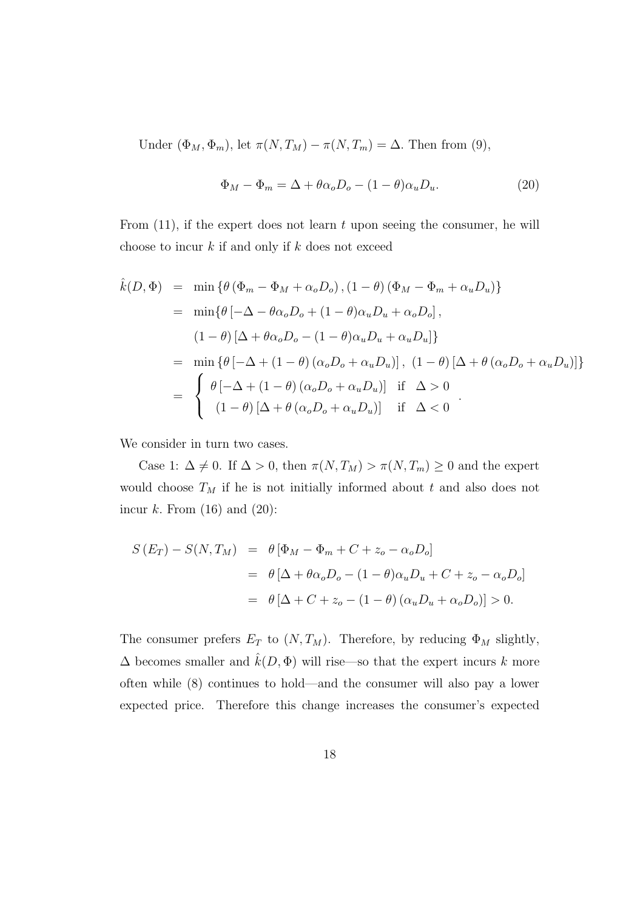Under $(\Phi_M, \Phi_m)$, let $\pi(N, T_M) - \pi(N, T_m) = \Delta$. Then from (9),

$$\Phi_M - \Phi_m = \Delta + \theta\alpha_o D_o - (1-\theta)\alpha_u D_u. \tag{20}$$

From (11), if the expert does not learn $t$ upon seeing the consumer, he will choose to incur $k$ if and only if $k$ does not exceed

$$\begin{aligned}
\hat{k}(D, \Phi) &= \min\left\{\theta\left(\Phi_m - \Phi_M + \alpha_o D_o\right), (1-\theta)\left(\Phi_M - \Phi_m + \alpha_u D_u\right)\right\} \\
&= \min\{\theta\left[-\Delta - \theta\alpha_o D_o + (1-\theta)\alpha_u D_u + \alpha_o D_o\right], \\
&\quad (1-\theta)\left[\Delta + \theta\alpha_o D_o - (1-\theta)\alpha_u D_u + \alpha_u D_u\right]\} \\
&= \min\left\{\theta\left[-\Delta + (1-\theta)\left(\alpha_o D_o + \alpha_u D_u\right)\right],\ (1-\theta)\left[\Delta + \theta\left(\alpha_o D_o + \alpha_u D_u\right)\right]\right\} \\
&= \begin{cases} \theta\left[-\Delta + (1-\theta)\left(\alpha_o D_o + \alpha_u D_u\right)\right] & \text{if} \quad \Delta > 0 \\ (1-\theta)\left[\Delta + \theta\left(\alpha_o D_o + \alpha_u D_u\right)\right] & \text{if} \quad \Delta < 0 \end{cases}.
\end{aligned}$$

We consider in turn two cases.

Case 1: $\Delta \neq 0$. If $\Delta > 0$, then $\pi(N, T_M) > \pi(N, T_m) \geq 0$ and the expert would choose $T_M$ if he is not initially informed about $t$ and also does not incur $k$. From (16) and (20):

$$\begin{aligned}
S\left(E_T\right) - S(N, T_M) &= \theta\left[\Phi_M - \Phi_m + C + z_o - \alpha_o D_o\right] \\
&= \theta\left[\Delta + \theta\alpha_o D_o - (1-\theta)\alpha_u D_u + C + z_o - \alpha_o D_o\right] \\
&= \theta\left[\Delta + C + z_o - (1-\theta)\left(\alpha_u D_u + \alpha_o D_o\right)\right] > 0.
\end{aligned}$$

The consumer prefers $E_T$ to $(N, T_M)$. Therefore, by reducing $\Phi_M$ slightly, $\Delta$ becomes smaller and $\hat{k}(D, \Phi)$ will rise—so that the expert incurs $k$ more often while (8) continues to hold—and the consumer will also pay a lower expected price. Therefore this change increases the consumer's expected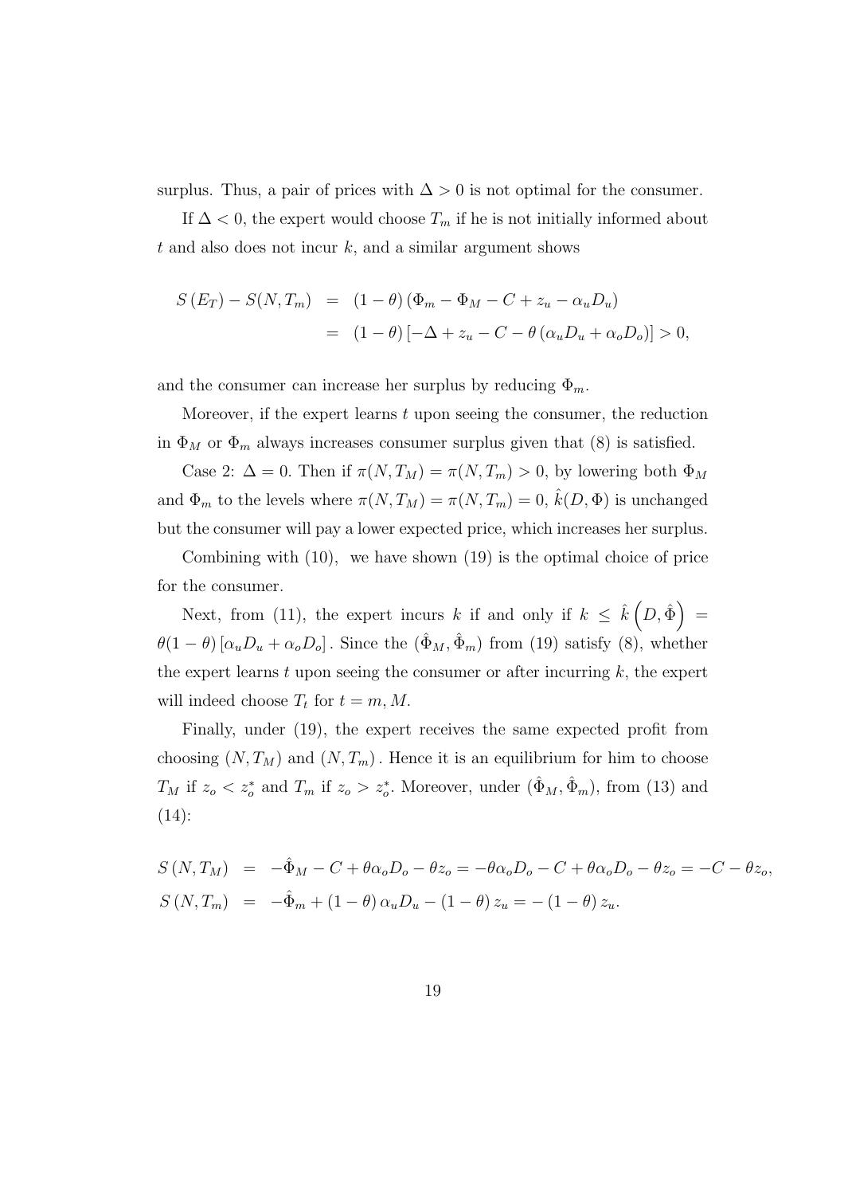surplus. Thus, a pair of prices with $\Delta > 0$ is not optimal for the consumer.

If $\Delta < 0$, the expert would choose $T_m$ if he is not initially informed about $t$ and also does not incur $k$, and a similar argument shows

$$
\begin{aligned}
S(E_T) - S(N, T_m) &= (1-\theta)(\Phi_m - \Phi_M - C + z_u - \alpha_u D_u) \\
&= (1-\theta)\left[-\Delta + z_u - C - \theta(\alpha_u D_u + \alpha_o D_o)\right] > 0,
\end{aligned}
$$

and the consumer can increase her surplus by reducing $\Phi_m$.

Moreover, if the expert learns $t$ upon seeing the consumer, the reduction in $\Phi_M$ or $\Phi_m$ always increases consumer surplus given that (8) is satisfied.

Case 2: $\Delta = 0$. Then if $\pi(N, T_M) = \pi(N, T_m) > 0$, by lowering both $\Phi_M$ and $\Phi_m$ to the levels where $\pi(N, T_M) = \pi(N, T_m) = 0$, $\hat{k}(D, \Phi)$ is unchanged but the consumer will pay a lower expected price, which increases her surplus.

Combining with (10), we have shown (19) is the optimal choice of price for the consumer.

Next, from (11), the expert incurs $k$ if and only if $k \leq \hat{k}\left(D, \hat{\Phi}\right) = \theta(1-\theta)\left[\alpha_u D_u + \alpha_o D_o\right]$. Since the $(\hat{\Phi}_M, \hat{\Phi}_m)$ from (19) satisfy (8), whether the expert learns $t$ upon seeing the consumer or after incurring $k$, the expert will indeed choose $T_t$ for $t = m, M$.

Finally, under (19), the expert receives the same expected profit from choosing $(N, T_M)$ and $(N, T_m)$. Hence it is an equilibrium for him to choose $T_M$ if $z_o < z_o^*$ and $T_m$ if $z_o > z_o^*$. Moreover, under $(\hat{\Phi}_M, \hat{\Phi}_m)$, from (13) and (14):

$$
\begin{aligned}
S(N, T_M) &= -\hat{\Phi}_M - C + \theta\alpha_o D_o - \theta z_o = -\theta\alpha_o D_o - C + \theta\alpha_o D_o - \theta z_o = -C - \theta z_o, \\
S(N, T_m) &= -\hat{\Phi}_m + (1-\theta)\alpha_u D_u - (1-\theta) z_u = -(1-\theta) z_u.
\end{aligned}
$$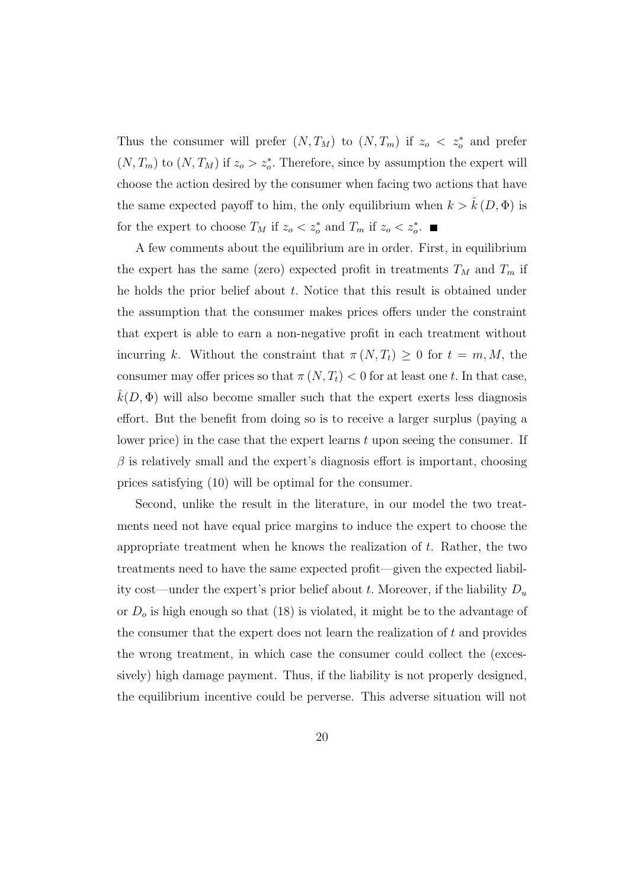Thus the consumer will prefer $(N, T_M)$ to $(N, T_m)$ if $z_o < z_o^*$ and prefer $(N, T_m)$ to $(N, T_M)$ if $z_o > z_o^*$. Therefore, since by assumption the expert will choose the action desired by the consumer when facing two actions that have the same expected payoff to him, the only equilibrium when $k > \hat{k}(D, \Phi)$ is for the expert to choose $T_M$ if $z_o < z_o^*$ and $T_m$ if $z_o < z_o^*$. ■

A few comments about the equilibrium are in order. First, in equilibrium the expert has the same (zero) expected profit in treatments $T_M$ and $T_m$ if he holds the prior belief about $t$. Notice that this result is obtained under the assumption that the consumer makes prices offers under the constraint that expert is able to earn a non-negative profit in each treatment without incurring $k$. Without the constraint that $\pi(N, T_t) \geq 0$ for $t = m, M$, the consumer may offer prices so that $\pi(N, T_t) < 0$ for at least one $t$. In that case, $\hat{k}(D, \Phi)$ will also become smaller such that the expert exerts less diagnosis effort. But the benefit from doing so is to receive a larger surplus (paying a lower price) in the case that the expert learns $t$ upon seeing the consumer. If $\beta$ is relatively small and the expert's diagnosis effort is important, choosing prices satisfying (10) will be optimal for the consumer.

Second, unlike the result in the literature, in our model the two treatments need not have equal price margins to induce the expert to choose the appropriate treatment when he knows the realization of $t$. Rather, the two treatments need to have the same expected profit—given the expected liability cost—under the expert's prior belief about $t$. Moreover, if the liability $D_u$ or $D_o$ is high enough so that (18) is violated, it might be to the advantage of the consumer that the expert does not learn the realization of $t$ and provides the wrong treatment, in which case the consumer could collect the (excessively) high damage payment. Thus, if the liability is not properly designed, the equilibrium incentive could be perverse. This adverse situation will not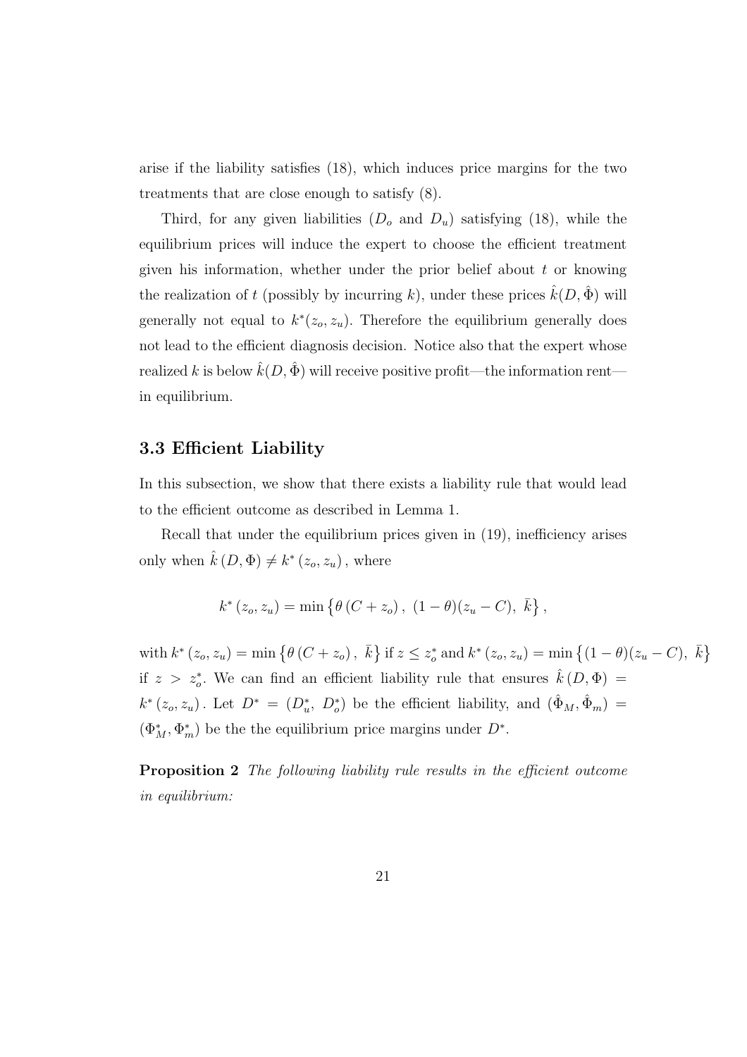arise if the liability satisfies (18), which induces price margins for the two treatments that are close enough to satisfy (8).

Third, for any given liabilities ($D_o$ and $D_u$) satisfying (18), while the equilibrium prices will induce the expert to choose the efficient treatment given his information, whether under the prior belief about $t$ or knowing the realization of $t$ (possibly by incurring $k$), under these prices $\hat{k}(D, \hat{\Phi})$ will generally not equal to $k^*(z_o, z_u)$. Therefore the equilibrium generally does not lead to the efficient diagnosis decision. Notice also that the expert whose realized $k$ is below $\hat{k}(D, \hat{\Phi})$ will receive positive profit—the information rent—in equilibrium.

### 3.3 Efficient Liability

In this subsection, we show that there exists a liability rule that would lead to the efficient outcome as described in Lemma 1.

Recall that under the equilibrium prices given in (19), inefficiency arises only when $\hat{k}(D, \Phi) \neq k^*(z_o, z_u)$, where

$$k^*(z_o, z_u) = \min\left\{\theta(C + z_o),\ (1-\theta)(z_u - C),\ \bar{k}\right\},$$

with $k^*(z_o, z_u) = \min\left\{\theta(C + z_o),\ \bar{k}\right\}$ if $z \leq z_o^*$ and $k^*(z_o, z_u) = \min\left\{(1-\theta)(z_u - C),\ \bar{k}\right\}$ if $z > z_o^*$. We can find an efficient liability rule that ensures $\hat{k}(D, \Phi) = k^*(z_o, z_u)$. Let $D^* = (D_u^*,\ D_o^*)$ be the efficient liability, and $(\hat{\Phi}_M, \hat{\Phi}_m) = (\Phi_M^*, \Phi_m^*)$ be the the equilibrium price margins under $D^*$.

**Proposition 2** *The following liability rule results in the efficient outcome in equilibrium:*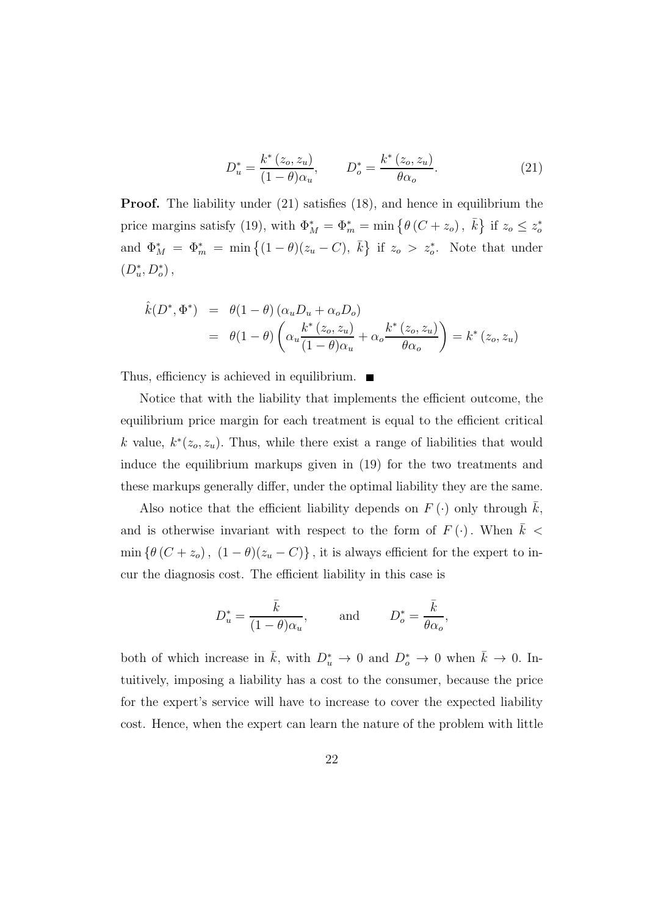$$D_u^* = \frac{k^*(z_o, z_u)}{(1-\theta)\alpha_u}, \qquad D_o^* = \frac{k^*(z_o, z_u)}{\theta\alpha_o}. \tag{21}$$

**Proof.** The liability under (21) satisfies (18), and hence in equilibrium the price margins satisfy (19), with $\Phi_M^* = \Phi_m^* = \min\left\{\theta\left(C + z_o\right),\ \bar{k}\right\}$ if $z_o \leq z_o^*$ and $\Phi_M^* = \Phi_m^* = \min\left\{(1-\theta)(z_u - C),\ \bar{k}\right\}$ if $z_o > z_o^*$. Note that under $(D_u^*, D_o^*)$,

$$\begin{aligned}
\hat{k}(D^*, \Phi^*) &= \theta(1-\theta)\left(\alpha_u D_u + \alpha_o D_o\right) \\
&= \theta(1-\theta)\left(\alpha_u \frac{k^*(z_o, z_u)}{(1-\theta)\alpha_u} + \alpha_o \frac{k^*(z_o, z_u)}{\theta\alpha_o}\right) = k^*(z_o, z_u)
\end{aligned}$$

Thus, efficiency is achieved in equilibrium. ■

Notice that with the liability that implements the efficient outcome, the equilibrium price margin for each treatment is equal to the efficient critical $k$ value, $k^*(z_o, z_u)$. Thus, while there exist a range of liabilities that would induce the equilibrium markups given in (19) for the two treatments and these markups generally differ, under the optimal liability they are the same.

Also notice that the efficient liability depends on $F(\cdot)$ only through $\bar{k}$, and is otherwise invariant with respect to the form of $F(\cdot)$. When $\bar{k} < \min\left\{\theta\left(C + z_o\right),\ (1-\theta)(z_u - C)\right\}$, it is always efficient for the expert to incur the diagnosis cost. The efficient liability in this case is

$$D_u^* = \frac{\bar{k}}{(1-\theta)\alpha_u}, \qquad \text{and} \qquad D_o^* = \frac{\bar{k}}{\theta\alpha_o},$$

both of which increase in $\bar{k}$, with $D_u^* \to 0$ and $D_o^* \to 0$ when $\bar{k} \to 0$. Intuitively, imposing a liability has a cost to the consumer, because the price for the expert's service will have to increase to cover the expected liability cost. Hence, when the expert can learn the nature of the problem with little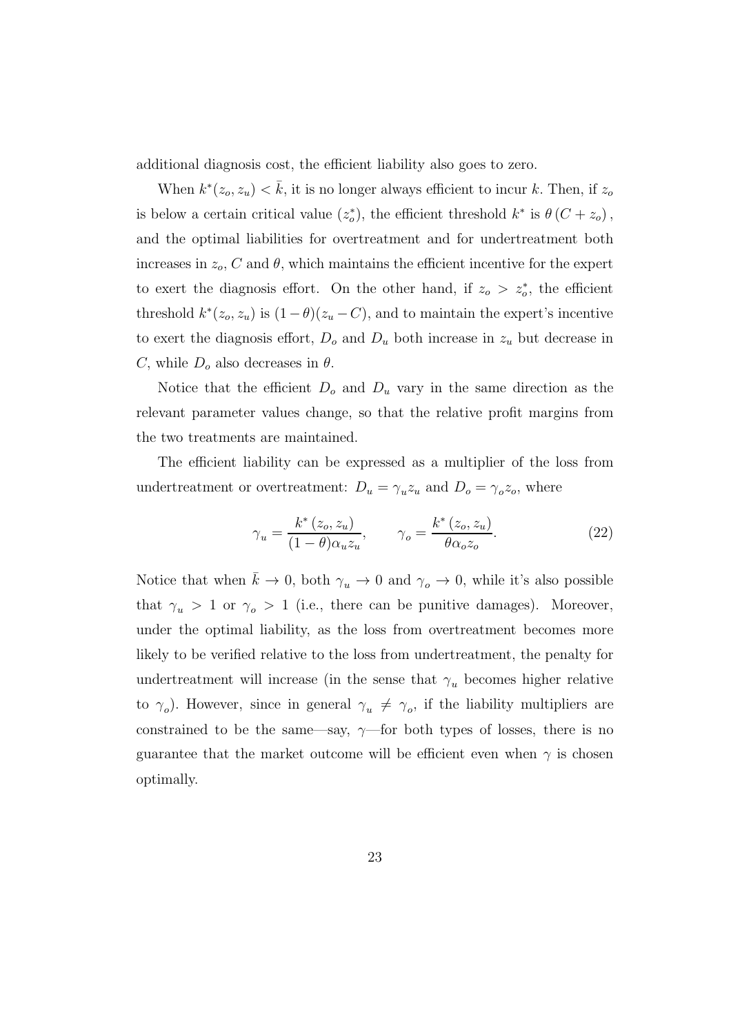additional diagnosis cost, the efficient liability also goes to zero.

When $k^*(z_o, z_u) < \bar{k}$, it is no longer always efficient to incur $k$. Then, if $z_o$ is below a certain critical value ($z_o^*$), the efficient threshold $k^*$ is $\theta(C + z_o)$, and the optimal liabilities for overtreatment and for undertreatment both increases in $z_o$, $C$ and $\theta$, which maintains the efficient incentive for the expert to exert the diagnosis effort. On the other hand, if $z_o > z_o^*$, the efficient threshold $k^*(z_o, z_u)$ is $(1-\theta)(z_u - C)$, and to maintain the expert's incentive to exert the diagnosis effort, $D_o$ and $D_u$ both increase in $z_u$ but decrease in $C$, while $D_o$ also decreases in $\theta$.

Notice that the efficient $D_o$ and $D_u$ vary in the same direction as the relevant parameter values change, so that the relative profit margins from the two treatments are maintained.

The efficient liability can be expressed as a multiplier of the loss from undertreatment or overtreatment: $D_u = \gamma_u z_u$ and $D_o = \gamma_o z_o$, where

$$\gamma_u = \frac{k^*(z_o, z_u)}{(1-\theta)\alpha_u z_u}, \qquad \gamma_o = \frac{k^*(z_o, z_u)}{\theta \alpha_o z_o}. \tag{22}$$

Notice that when $\bar{k} \to 0$, both $\gamma_u \to 0$ and $\gamma_o \to 0$, while it's also possible that $\gamma_u > 1$ or $\gamma_o > 1$ (i.e., there can be punitive damages). Moreover, under the optimal liability, as the loss from overtreatment becomes more likely to be verified relative to the loss from undertreatment, the penalty for undertreatment will increase (in the sense that $\gamma_u$ becomes higher relative to $\gamma_o$). However, since in general $\gamma_u \neq \gamma_o$, if the liability multipliers are constrained to be the same—say, $\gamma$—for both types of losses, there is no guarantee that the market outcome will be efficient even when $\gamma$ is chosen optimally.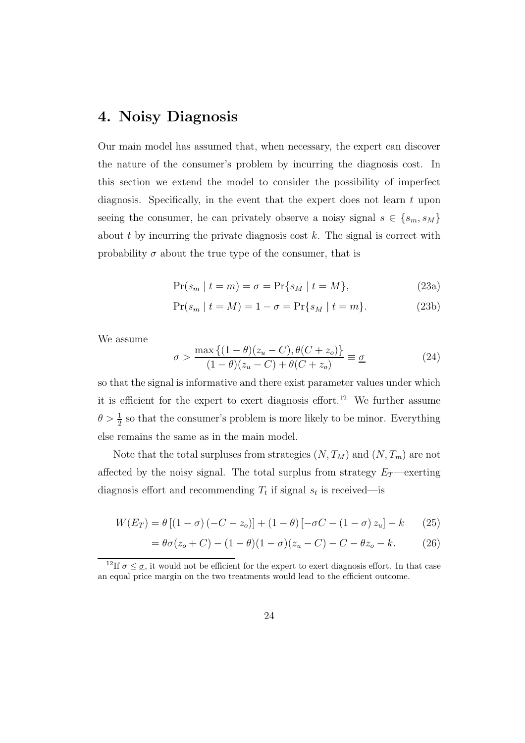## 4. Noisy Diagnosis

Our main model has assumed that, when necessary, the expert can discover the nature of the consumer's problem by incurring the diagnosis cost. In this section we extend the model to consider the possibility of imperfect diagnosis. Specifically, in the event that the expert does not learn $t$ upon seeing the consumer, he can privately observe a noisy signal $s \in \{s_m, s_M\}$ about $t$ by incurring the private diagnosis cost $k$. The signal is correct with probability $\sigma$ about the true type of the consumer, that is

$$\Pr(s_m \mid t = m) = \sigma = \Pr\{s_M \mid t = M\}, \tag{23a}$$

$$\Pr(s_m \mid t = M) = 1 - \sigma = \Pr\{s_M \mid t = m\}. \tag{23b}$$

We assume

$$\sigma > \frac{\max\{(1-\theta)(z_u - C), \theta(C + z_o)\}}{(1-\theta)(z_u - C) + \theta(C + z_o)} \equiv \underline{\sigma} \tag{24}$$

so that the signal is informative and there exist parameter values under which it is efficient for the expert to exert diagnosis effort.[12] We further assume $\theta > \frac{1}{2}$ so that the consumer's problem is more likely to be minor. Everything else remains the same as in the main model.

Note that the total surpluses from strategies $(N, T_M)$ and $(N, T_m)$ are not affected by the noisy signal. The total surplus from strategy $E_T$—exerting diagnosis effort and recommending $T_t$ if signal $s_t$ is received—is

$$W(E_T) = \theta\left[(1-\sigma)(-C - z_o)\right] + (1-\theta)\left[-\sigma C - (1-\sigma) z_u\right] - k \tag{25}$$

$$= \theta\sigma(z_o + C) - (1-\theta)(1-\sigma)(z_u - C) - C - \theta z_o - k. \tag{26}$$

[12] If $\sigma \leq \underline{\sigma}$, it would not be efficient for the expert to exert diagnosis effort. In that case an equal price margin on the two treatments would lead to the efficient outcome.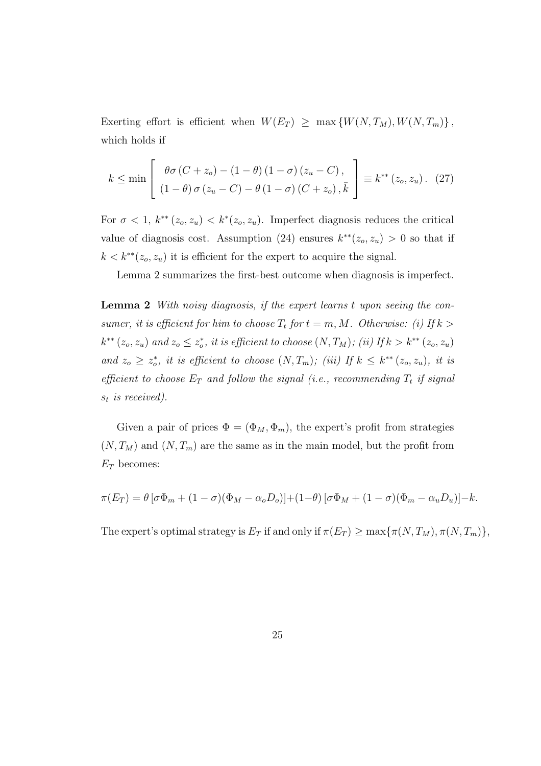Exerting effort is efficient when $W(E_T) \geq \max\{W(N, T_M), W(N, T_m)\}$, which holds if

$$k \leq \min \begin{bmatrix} \theta\sigma\left(C + z_o\right) - (1-\theta)\left(1-\sigma\right)\left(z_u - C\right), \\ (1-\theta)\,\sigma\left(z_u - C\right) - \theta\left(1-\sigma\right)\left(C + z_o\right), \bar{k} \end{bmatrix} \equiv k^{**}\left(z_o, z_u\right). \quad (27)$$

For $\sigma < 1$, $k^{**}\left(z_o, z_u\right) < k^{*}(z_o, z_u)$. Imperfect diagnosis reduces the critical value of diagnosis cost. Assumption (24) ensures $k^{**}(z_o, z_u) > 0$ so that if $k < k^{**}(z_o, z_u)$ it is efficient for the expert to acquire the signal.

Lemma 2 summarizes the first-best outcome when diagnosis is imperfect.

**Lemma 2** *With noisy diagnosis, if the expert learns $t$ upon seeing the consumer, it is efficient for him to choose $T_t$ for $t = m, M$. Otherwise: (i) If $k > k^{**}\left(z_o, z_u\right)$ and $z_o \leq z_o^*$, it is efficient to choose $(N, T_M)$; (ii) If $k > k^{**}\left(z_o, z_u\right)$ and $z_o \geq z_o^*$, it is efficient to choose $(N, T_m)$; (iii) If $k \leq k^{**}\left(z_o, z_u\right)$, it is efficient to choose $E_T$ and follow the signal (i.e., recommending $T_t$ if signal $s_t$ is received).*

Given a pair of prices $\Phi = (\Phi_M, \Phi_m)$, the expert's profit from strategies $(N, T_M)$ and $(N, T_m)$ are the same as in the main model, but the profit from $E_T$ becomes:

$$\pi(E_T) = \theta\left[\sigma\Phi_m + (1-\sigma)(\Phi_M - \alpha_o D_o)\right] + (1-\theta)\left[\sigma\Phi_M + (1-\sigma)(\Phi_m - \alpha_u D_u)\right] - k.$$

The expert's optimal strategy is $E_T$ if and only if $\pi(E_T) \geq \max\{\pi(N, T_M), \pi(N, T_m)\}$,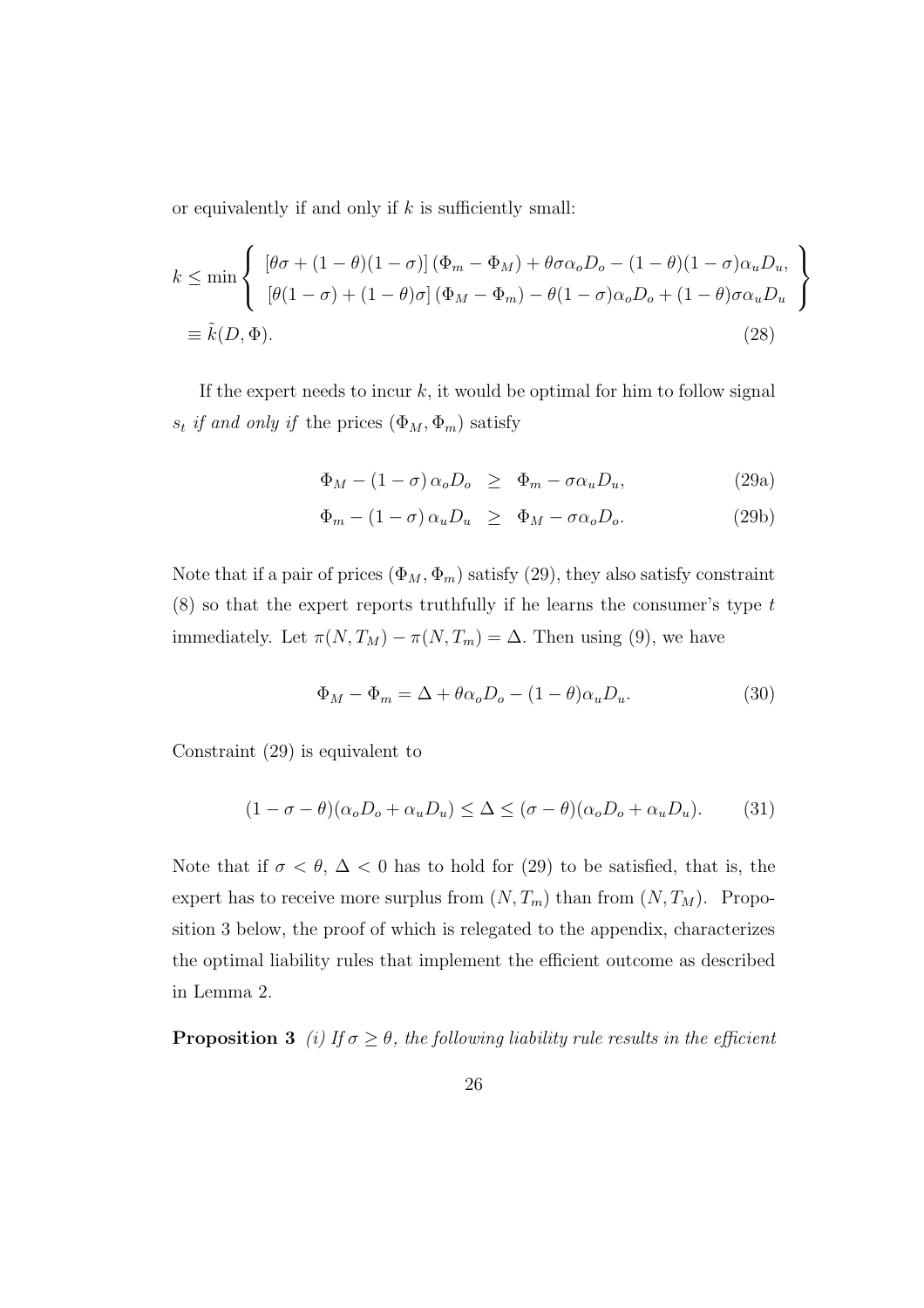or equivalently if and only if $k$ is sufficiently small:

$$
\begin{aligned}
k \leq \min \left\{ \begin{array}{l} \left[\theta\sigma + (1-\theta)(1-\sigma)\right](\Phi_m - \Phi_M) + \theta\sigma\alpha_o D_o - (1-\theta)(1-\sigma)\alpha_u D_u, \\ \left[\theta(1-\sigma) + (1-\theta)\sigma\right](\Phi_M - \Phi_m) - \theta(1-\sigma)\alpha_o D_o + (1-\theta)\sigma\alpha_u D_u \end{array} \right\} \\
\equiv \tilde{k}(D, \Phi). \qquad (28)
\end{aligned}
$$

If the expert needs to incur $k$, it would be optimal for him to follow signal $s_t$ *if and only if* the prices $(\Phi_M, \Phi_m)$ satisfy

$$
\Phi_M - (1-\sigma)\,\alpha_o D_o \;\geq\; \Phi_m - \sigma\alpha_u D_u, \qquad (29a)
$$

$$
\Phi_m - (1-\sigma)\,\alpha_u D_u \;\geq\; \Phi_M - \sigma\alpha_o D_o. \qquad (29b)
$$

Note that if a pair of prices $(\Phi_M, \Phi_m)$ satisfy (29), they also satisfy constraint (8) so that the expert reports truthfully if he learns the consumer's type $t$ immediately. Let $\pi(N, T_M) - \pi(N, T_m) = \Delta$. Then using (9), we have

$$
\Phi_M - \Phi_m = \Delta + \theta\alpha_o D_o - (1-\theta)\alpha_u D_u. \qquad (30)
$$

Constraint (29) is equivalent to

$$
(1-\sigma-\theta)(\alpha_o D_o + \alpha_u D_u) \leq \Delta \leq (\sigma-\theta)(\alpha_o D_o + \alpha_u D_u). \qquad (31)
$$

Note that if $\sigma < \theta$, $\Delta < 0$ has to hold for (29) to be satisfied, that is, the expert has to receive more surplus from $(N, T_m)$ than from $(N, T_M)$. Proposition 3 below, the proof of which is relegated to the appendix, characterizes the optimal liability rules that implement the efficient outcome as described in Lemma 2.

**Proposition 3** *(i) If $\sigma \geq \theta$, the following liability rule results in the efficient*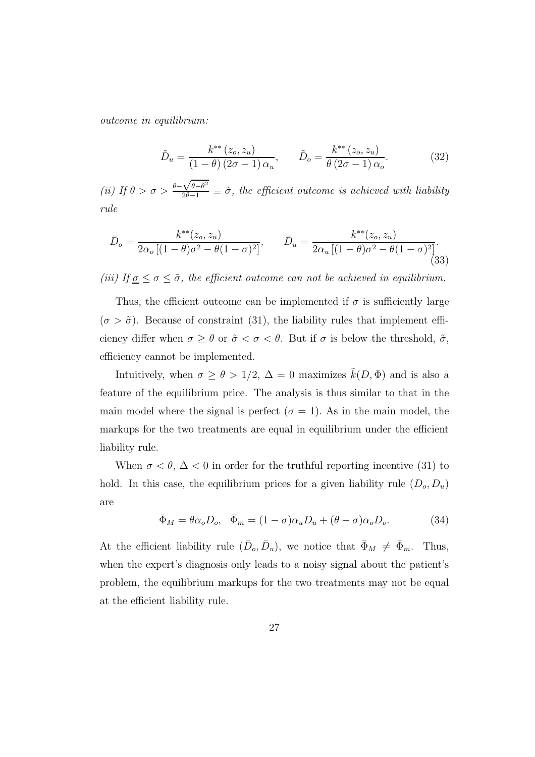*outcome in equilibrium:*

$$\tilde{D}_u = \frac{k^{**}(z_o, z_u)}{(1-\theta)(2\sigma - 1)\alpha_u}, \qquad \tilde{D}_o = \frac{k^{**}(z_o, z_u)}{\theta(2\sigma - 1)\alpha_o}. \tag{32}$$

*(ii) If $\theta > \sigma > \frac{\theta - \sqrt{\theta - \theta^2}}{2\theta - 1} \equiv \tilde{\sigma}$, the efficient outcome is achieved with liability rule*

$$\bar{D}_o = \frac{k^{**}(z_o, z_u)}{2\alpha_o\left[(1-\theta)\sigma^2 - \theta(1-\sigma)^2\right]}, \qquad \bar{D}_u = \frac{k^{**}(z_o, z_u)}{2\alpha_u\left[(1-\theta)\sigma^2 - \theta(1-\sigma)^2\right]}. \tag{33}$$

*(iii) If $\underline{\sigma} \leq \sigma \leq \tilde{\sigma}$, the efficient outcome can not be achieved in equilibrium.*

Thus, the efficient outcome can be implemented if $\sigma$ is sufficiently large ($\sigma > \tilde{\sigma}$). Because of constraint (31), the liability rules that implement efficiency differ when $\sigma \geq \theta$ or $\tilde{\sigma} < \sigma < \theta$. But if $\sigma$ is below the threshold, $\tilde{\sigma}$, efficiency cannot be implemented.

Intuitively, when $\sigma \geq \theta > 1/2$, $\Delta = 0$ maximizes $\tilde{k}(D, \Phi)$ and is also a feature of the equilibrium price. The analysis is thus similar to that in the main model where the signal is perfect ($\sigma = 1$). As in the main model, the markups for the two treatments are equal in equilibrium under the efficient liability rule.

When $\sigma < \theta$, $\Delta < 0$ in order for the truthful reporting incentive (31) to hold. In this case, the equilibrium prices for a given liability rule $(D_o, D_u)$ are

$$\bar{\Phi}_M = \theta\alpha_o D_o, \quad \bar{\Phi}_m = (1-\sigma)\alpha_u D_u + (\theta - \sigma)\alpha_o D_o. \tag{34}$$

At the efficient liability rule $(\bar{D}_o, \bar{D}_u)$, we notice that $\bar{\Phi}_M \neq \bar{\Phi}_m$. Thus, when the expert's diagnosis only leads to a noisy signal about the patient's problem, the equilibrium markups for the two treatments may not be equal at the efficient liability rule.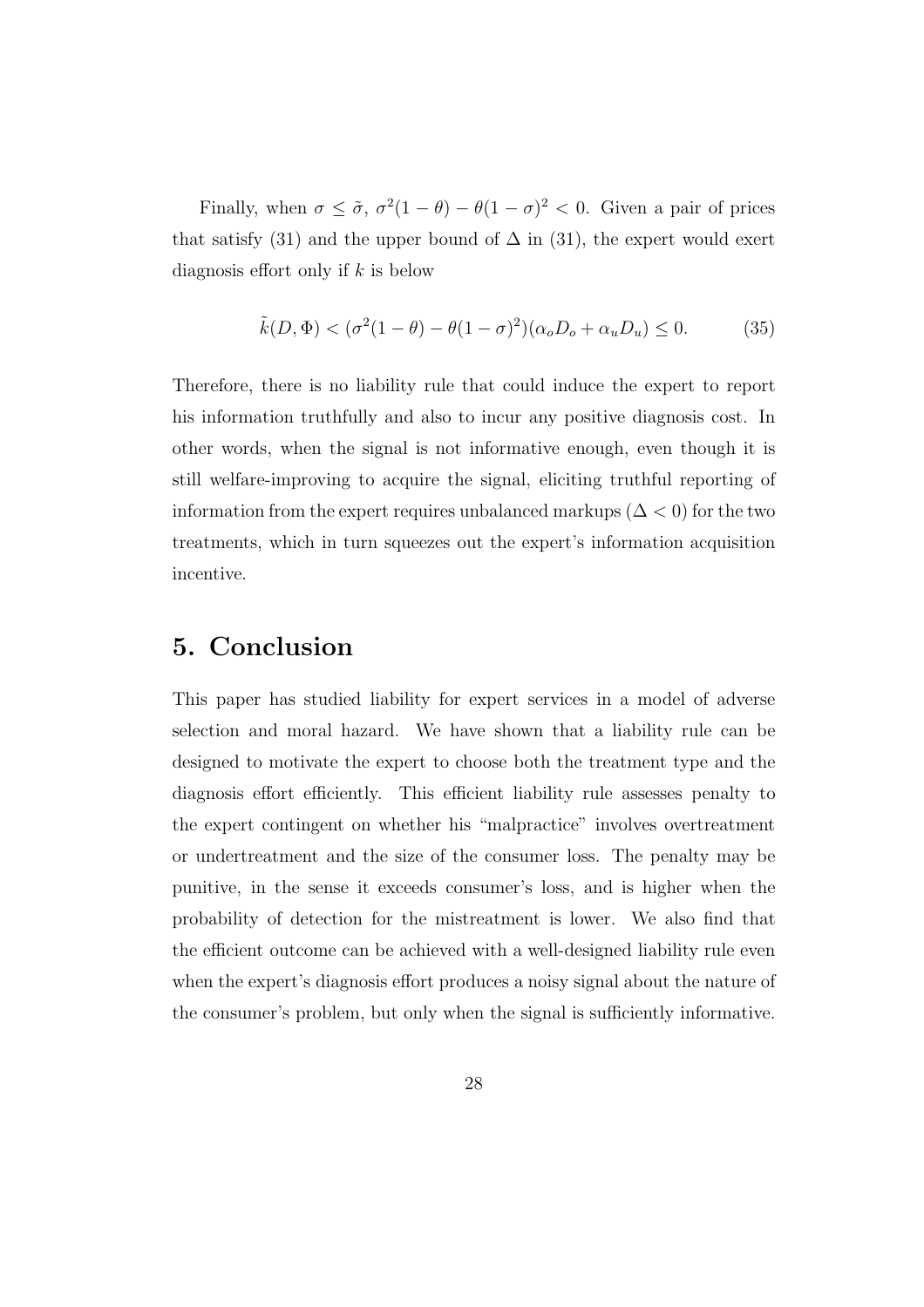Finally, when $\sigma \leq \tilde{\sigma}$, $\sigma^2(1-\theta) - \theta(1-\sigma)^2 < 0$. Given a pair of prices that satisfy (31) and the upper bound of $\Delta$ in (31), the expert would exert diagnosis effort only if $k$ is below

$$\tilde{k}(D, \Phi) < (\sigma^2(1-\theta) - \theta(1-\sigma)^2)(\alpha_o D_o + \alpha_u D_u) \leq 0. \tag{35}$$

Therefore, there is no liability rule that could induce the expert to report his information truthfully and also to incur any positive diagnosis cost. In other words, when the signal is not informative enough, even though it is still welfare-improving to acquire the signal, eliciting truthful reporting of information from the expert requires unbalanced markups ($\Delta < 0$) for the two treatments, which in turn squeezes out the expert's information acquisition incentive.

## 5. Conclusion

This paper has studied liability for expert services in a model of adverse selection and moral hazard. We have shown that a liability rule can be designed to motivate the expert to choose both the treatment type and the diagnosis effort efficiently. This efficient liability rule assesses penalty to the expert contingent on whether his "malpractice" involves overtreatment or undertreatment and the size of the consumer loss. The penalty may be punitive, in the sense it exceeds consumer's loss, and is higher when the probability of detection for the mistreatment is lower. We also find that the efficient outcome can be achieved with a well-designed liability rule even when the expert's diagnosis effort produces a noisy signal about the nature of the consumer's problem, but only when the signal is sufficiently informative.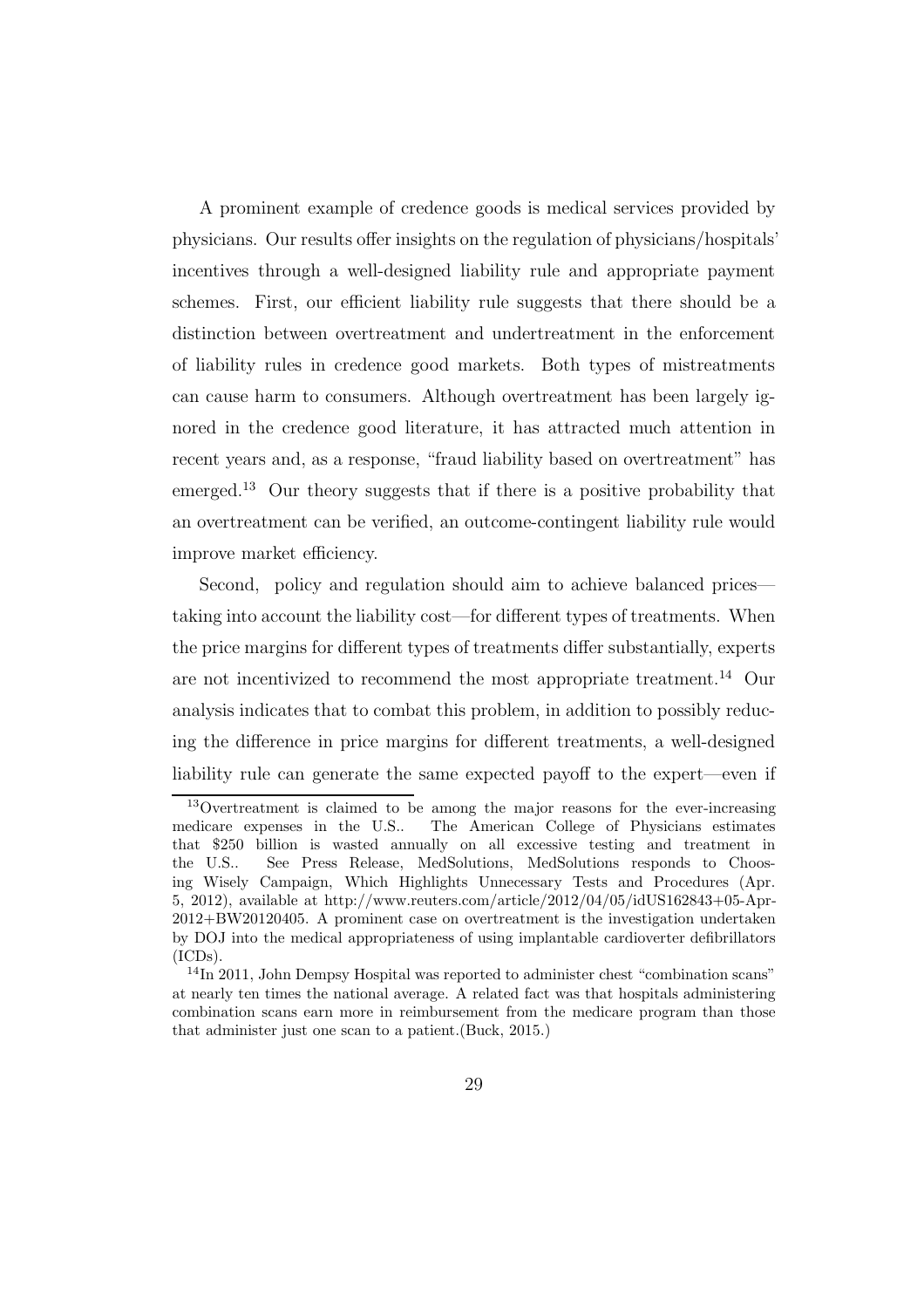A prominent example of credence goods is medical services provided by physicians. Our results offer insights on the regulation of physicians/hospitals' incentives through a well-designed liability rule and appropriate payment schemes. First, our efficient liability rule suggests that there should be a distinction between overtreatment and undertreatment in the enforcement of liability rules in credence good markets. Both types of mistreatments can cause harm to consumers. Although overtreatment has been largely ignored in the credence good literature, it has attracted much attention in recent years and, as a response, "fraud liability based on overtreatment" has emerged.[13] Our theory suggests that if there is a positive probability that an overtreatment can be verified, an outcome-contingent liability rule would improve market efficiency.

Second, policy and regulation should aim to achieve balanced prices—taking into account the liability cost—for different types of treatments. When the price margins for different types of treatments differ substantially, experts are not incentivized to recommend the most appropriate treatment.[14] Our analysis indicates that to combat this problem, in addition to possibly reducing the difference in price margins for different treatments, a well-designed liability rule can generate the same expected payoff to the expert—even if

[13]Overtreatment is claimed to be among the major reasons for the ever-increasing medicare expenses in the U.S.. The American College of Physicians estimates that $250 billion is wasted annually on all excessive testing and treatment in the U.S.. See Press Release, MedSolutions, MedSolutions responds to Choosing Wisely Campaign, Which Highlights Unnecessary Tests and Procedures (Apr. 5, 2012), available at http://www.reuters.com/article/2012/04/05/idUS162843+05-Apr-2012+BW20120405. A prominent case on overtreatment is the investigation undertaken by DOJ into the medical appropriateness of using implantable cardioverter defibrillators (ICDs).

[14]In 2011, John Dempsy Hospital was reported to administer chest "combination scans" at nearly ten times the national average. A related fact was that hospitals administering combination scans earn more in reimbursement from the medicare program than those that administer just one scan to a patient.(Buck, 2015.)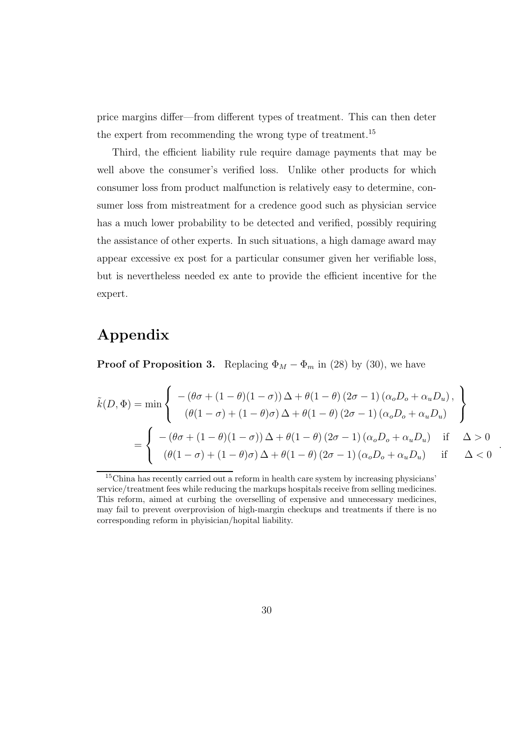price margins differ—from different types of treatment. This can then deter the expert from recommending the wrong type of treatment.[15]

Third, the efficient liability rule require damage payments that may be well above the consumer's verified loss. Unlike other products for which consumer loss from product malfunction is relatively easy to determine, consumer loss from mistreatment for a credence good such as physician service has a much lower probability to be detected and verified, possibly requiring the assistance of other experts. In such situations, a high damage award may appear excessive ex post for a particular consumer given her verifiable loss, but is nevertheless needed ex ante to provide the efficient incentive for the expert.

# Appendix

**Proof of Proposition 3.** Replacing $\Phi_M - \Phi_m$ in (28) by (30), we have

$$
\begin{aligned}
\tilde{k}(D,\Phi) &= \min \left\{ \begin{array}{c} -\left(\theta\sigma + (1-\theta)(1-\sigma)\right)\Delta + \theta(1-\theta)\left(2\sigma - 1\right)\left(\alpha_o D_o + \alpha_u D_u\right), \\ \left(\theta(1-\sigma) + (1-\theta)\sigma\right)\Delta + \theta(1-\theta)\left(2\sigma - 1\right)\left(\alpha_o D_o + \alpha_u D_u\right) \end{array} \right\} \\
&= \left\{ \begin{array}{ll} -\left(\theta\sigma + (1-\theta)(1-\sigma)\right)\Delta + \theta(1-\theta)\left(2\sigma - 1\right)\left(\alpha_o D_o + \alpha_u D_u\right) & \text{if} \quad \Delta > 0 \\ \left(\theta(1-\sigma) + (1-\theta)\sigma\right)\Delta + \theta(1-\theta)\left(2\sigma - 1\right)\left(\alpha_o D_o + \alpha_u D_u\right) & \text{if} \quad \Delta < 0 \end{array} \right. .
\end{aligned}
$$

[15] China has recently carried out a reform in health care system by increasing physicians' service/treatment fees while reducing the markups hospitals receive from selling medicines. This reform, aimed at curbing the overselling of expensive and unnecessary medicines, may fail to prevent overprovision of high-margin checkups and treatments if there is no corresponding reform in phyisician/hopital liability.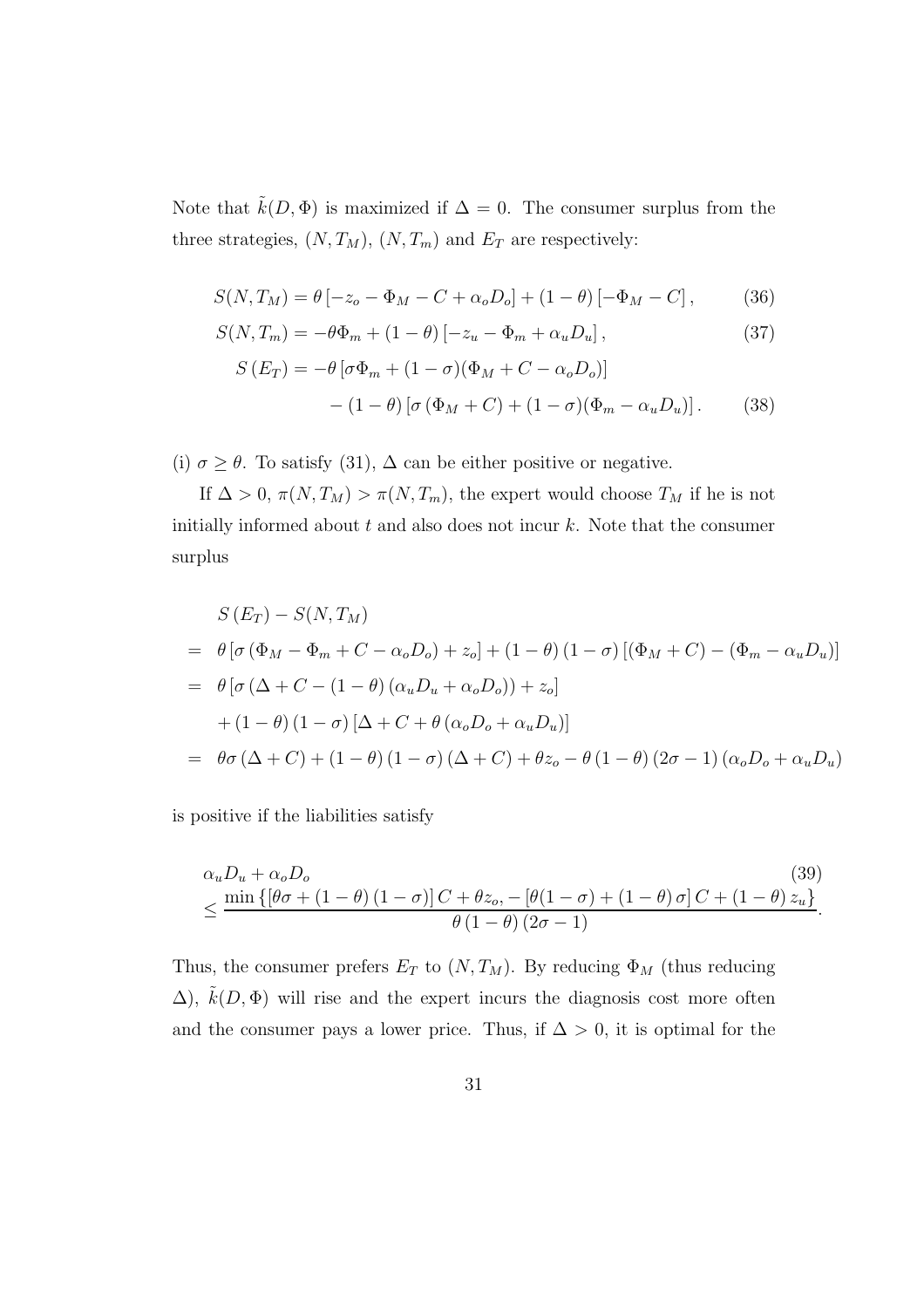Note that $\tilde{k}(D, \Phi)$ is maximized if $\Delta = 0$. The consumer surplus from the three strategies, $(N, T_M)$, $(N, T_m)$ and $E_T$ are respectively:

$$S(N, T_M) = \theta\left[-z_o - \Phi_M - C + \alpha_o D_o\right] + (1-\theta)\left[-\Phi_M - C\right], \tag{36}$$

$$S(N, T_m) = -\theta \Phi_m + (1-\theta)\left[-z_u - \Phi_m + \alpha_u D_u\right], \tag{37}$$

$$\begin{aligned} S\left(E_T\right) = &-\theta\left[\sigma \Phi_m + (1-\sigma)(\Phi_M + C - \alpha_o D_o)\right] \\ &- (1-\theta)\left[\sigma\left(\Phi_M + C\right) + (1-\sigma)(\Phi_m - \alpha_u D_u)\right]. \end{aligned} \tag{38}$$

(i) $\sigma \geq \theta$. To satisfy (31), $\Delta$ can be either positive or negative.

If $\Delta > 0$, $\pi(N, T_M) > \pi(N, T_m)$, the expert would choose $T_M$ if he is not initially informed about $t$ and also does not incur $k$. Note that the consumer surplus

$$\begin{aligned} & S\left(E_T\right) - S(N, T_M) \\ = \; & \theta\left[\sigma\left(\Phi_M - \Phi_m + C - \alpha_o D_o\right) + z_o\right] + (1-\theta)(1-\sigma)\left[(\Phi_M + C) - (\Phi_m - \alpha_u D_u)\right] \\ = \; & \theta\left[\sigma\left(\Delta + C - (1-\theta)\left(\alpha_u D_u + \alpha_o D_o\right)\right) + z_o\right] \\ & + (1-\theta)(1-\sigma)\left[\Delta + C + \theta\left(\alpha_o D_o + \alpha_u D_u\right)\right] \\ = \; & \theta\sigma\left(\Delta + C\right) + (1-\theta)(1-\sigma)(\Delta + C) + \theta z_o - \theta(1-\theta)(2\sigma - 1)\left(\alpha_o D_o + \alpha_u D_u\right) \end{aligned}$$

is positive if the liabilities satisfy

$$\begin{aligned} & \alpha_u D_u + \alpha_o D_o \\ & \leq \frac{\min\left\{\left[\theta\sigma + (1-\theta)(1-\sigma)\right] C + \theta z_o, -\left[\theta(1-\sigma) + (1-\theta)\sigma\right] C + (1-\theta) z_u\right\}}{\theta(1-\theta)(2\sigma - 1)}. \end{aligned} \tag{39}$$

Thus, the consumer prefers $E_T$ to $(N, T_M)$. By reducing $\Phi_M$ (thus reducing $\Delta$), $\tilde{k}(D, \Phi)$ will rise and the expert incurs the diagnosis cost more often and the consumer pays a lower price. Thus, if $\Delta > 0$, it is optimal for the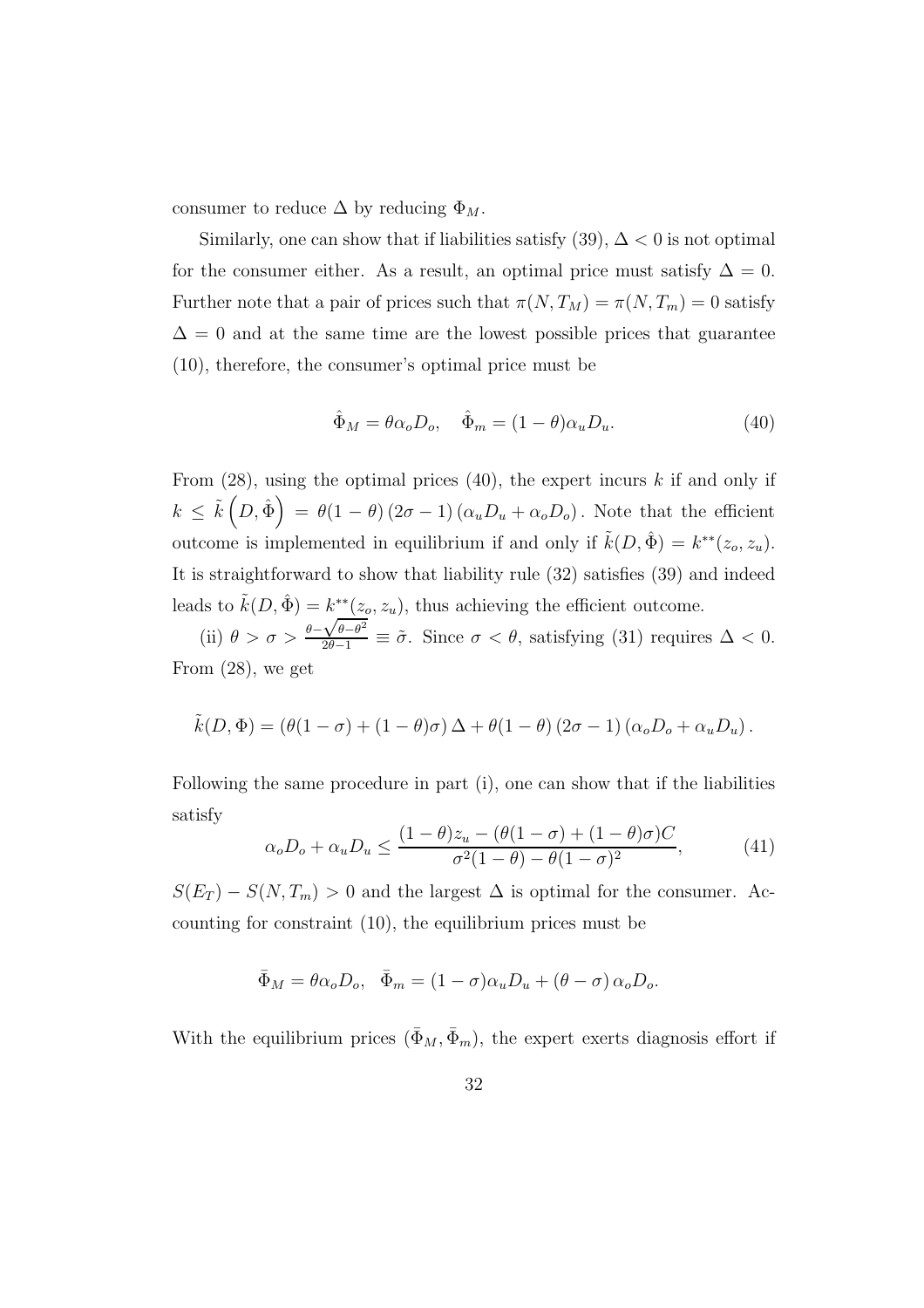consumer to reduce $\Delta$ by reducing $\Phi_M$.

Similarly, one can show that if liabilities satisfy (39), $\Delta < 0$ is not optimal for the consumer either. As a result, an optimal price must satisfy $\Delta = 0$. Further note that a pair of prices such that $\pi(N, T_M) = \pi(N, T_m) = 0$ satisfy $\Delta = 0$ and at the same time are the lowest possible prices that guarantee (10), therefore, the consumer's optimal price must be

$$\hat{\Phi}_M = \theta \alpha_o D_o, \quad \hat{\Phi}_m = (1 - \theta)\alpha_u D_u. \tag{40}$$

From (28), using the optimal prices (40), the expert incurs $k$ if and only if $k \leq \tilde{k}\left(D, \hat{\Phi}\right) = \theta(1-\theta)(2\sigma - 1)(\alpha_u D_u + \alpha_o D_o)$. Note that the efficient outcome is implemented in equilibrium if and only if $\tilde{k}(D, \hat{\Phi}) = k^{**}(z_o, z_u)$. It is straightforward to show that liability rule (32) satisfies (39) and indeed leads to $\tilde{k}(D, \hat{\Phi}) = k^{**}(z_o, z_u)$, thus achieving the efficient outcome.

(ii) $\theta > \sigma > \frac{\theta - \sqrt{\theta - \theta^2}}{2\theta - 1} \equiv \tilde{\sigma}$. Since $\sigma < \theta$, satisfying (31) requires $\Delta < 0$. From (28), we get

$$\tilde{k}(D, \Phi) = (\theta(1-\sigma) + (1-\theta)\sigma)\,\Delta + \theta(1-\theta)(2\sigma - 1)(\alpha_o D_o + \alpha_u D_u).$$

Following the same procedure in part (i), one can show that if the liabilities satisfy

$$\alpha_o D_o + \alpha_u D_u \leq \frac{(1-\theta)z_u - (\theta(1-\sigma) + (1-\theta)\sigma)C}{\sigma^2(1-\theta) - \theta(1-\sigma)^2}, \tag{41}$$

$S(E_T) - S(N, T_m) > 0$ and the largest $\Delta$ is optimal for the consumer. Accounting for constraint (10), the equilibrium prices must be

$$\bar{\Phi}_M = \theta \alpha_o D_o, \quad \bar{\Phi}_m = (1 - \sigma)\alpha_u D_u + (\theta - \sigma)\,\alpha_o D_o.$$

With the equilibrium prices $(\bar{\Phi}_M, \bar{\Phi}_m)$, the expert exerts diagnosis effort if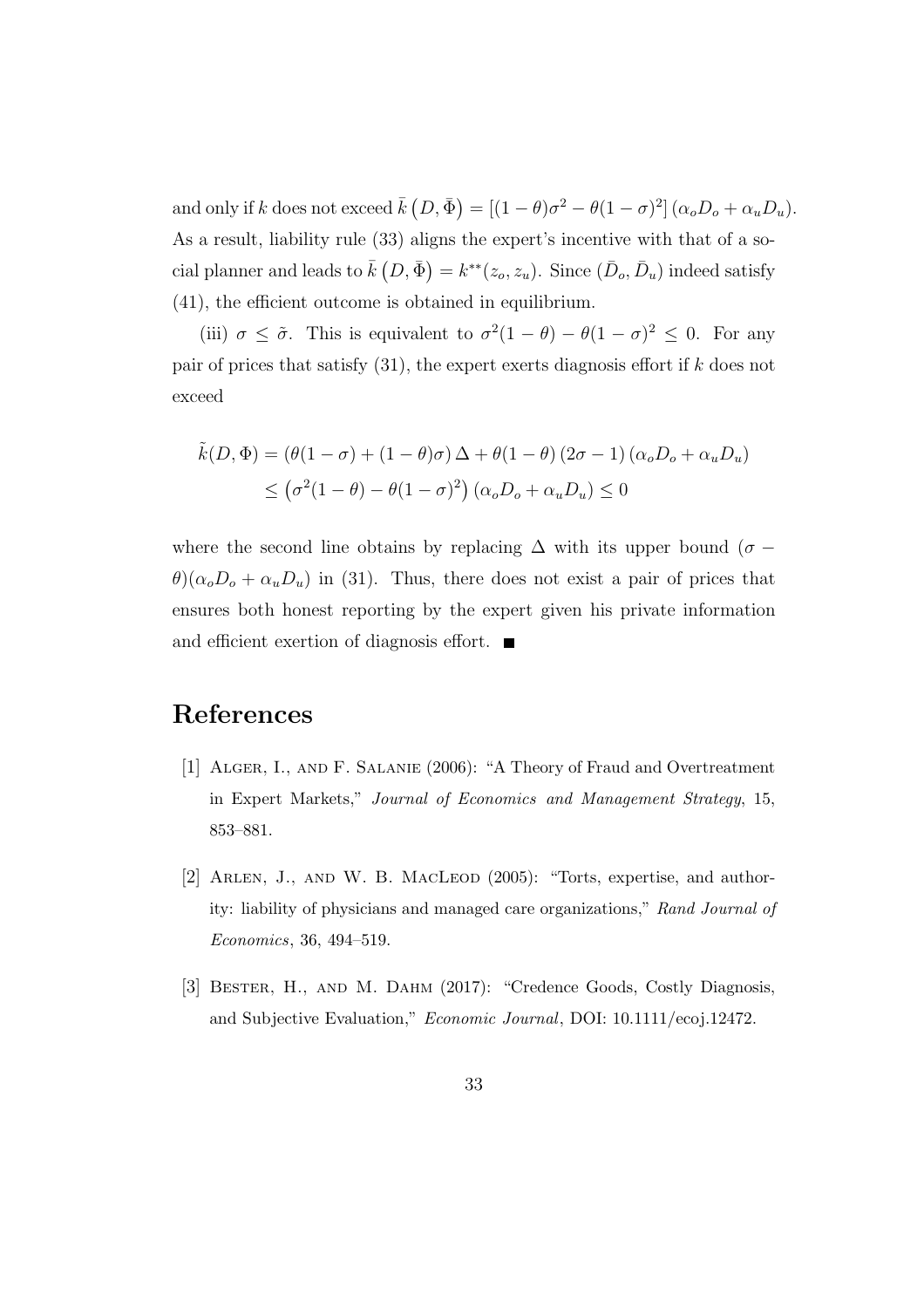and only if $k$ does not exceed $\bar{k}\left(D, \bar{\Phi}\right) = \left[(1-\theta)\sigma^2 - \theta(1-\sigma)^2\right](\alpha_o D_o + \alpha_u D_u)$. As a result, liability rule (33) aligns the expert's incentive with that of a social planner and leads to $\bar{k}\left(D, \bar{\Phi}\right) = k^{**}(z_o, z_u)$. Since $(\bar{D}_o, \bar{D}_u)$ indeed satisfy (41), the efficient outcome is obtained in equilibrium.

(iii) $\sigma \leq \tilde{\sigma}$. This is equivalent to $\sigma^2(1-\theta) - \theta(1-\sigma)^2 \leq 0$. For any pair of prices that satisfy (31), the expert exerts diagnosis effort if $k$ does not exceed

$$
\begin{aligned}
\tilde{k}(D, \Phi) &= \left(\theta(1-\sigma) + (1-\theta)\sigma\right)\Delta + \theta(1-\theta)\left(2\sigma - 1\right)\left(\alpha_o D_o + \alpha_u D_u\right) \\
&\leq \left(\sigma^2(1-\theta) - \theta(1-\sigma)^2\right)\left(\alpha_o D_o + \alpha_u D_u\right) \leq 0
\end{aligned}
$$

where the second line obtains by replacing $\Delta$ with its upper bound $(\sigma - \theta)(\alpha_o D_o + \alpha_u D_u)$ in (31). Thus, there does not exist a pair of prices that ensures both honest reporting by the expert given his private information and efficient exertion of diagnosis effort. ■

# References

[1] Alger, I., and F. Salanie (2006): "A Theory of Fraud and Overtreatment in Expert Markets," *Journal of Economics and Management Strategy*, 15, 853–881.

[2] Arlen, J., and W. B. MacLeod (2005): "Torts, expertise, and authority: liability of physicians and managed care organizations," *Rand Journal of Economics*, 36, 494–519.

[3] Bester, H., and M. Dahm (2017): "Credence Goods, Costly Diagnosis, and Subjective Evaluation," *Economic Journal*, DOI: 10.1111/ecoj.12472.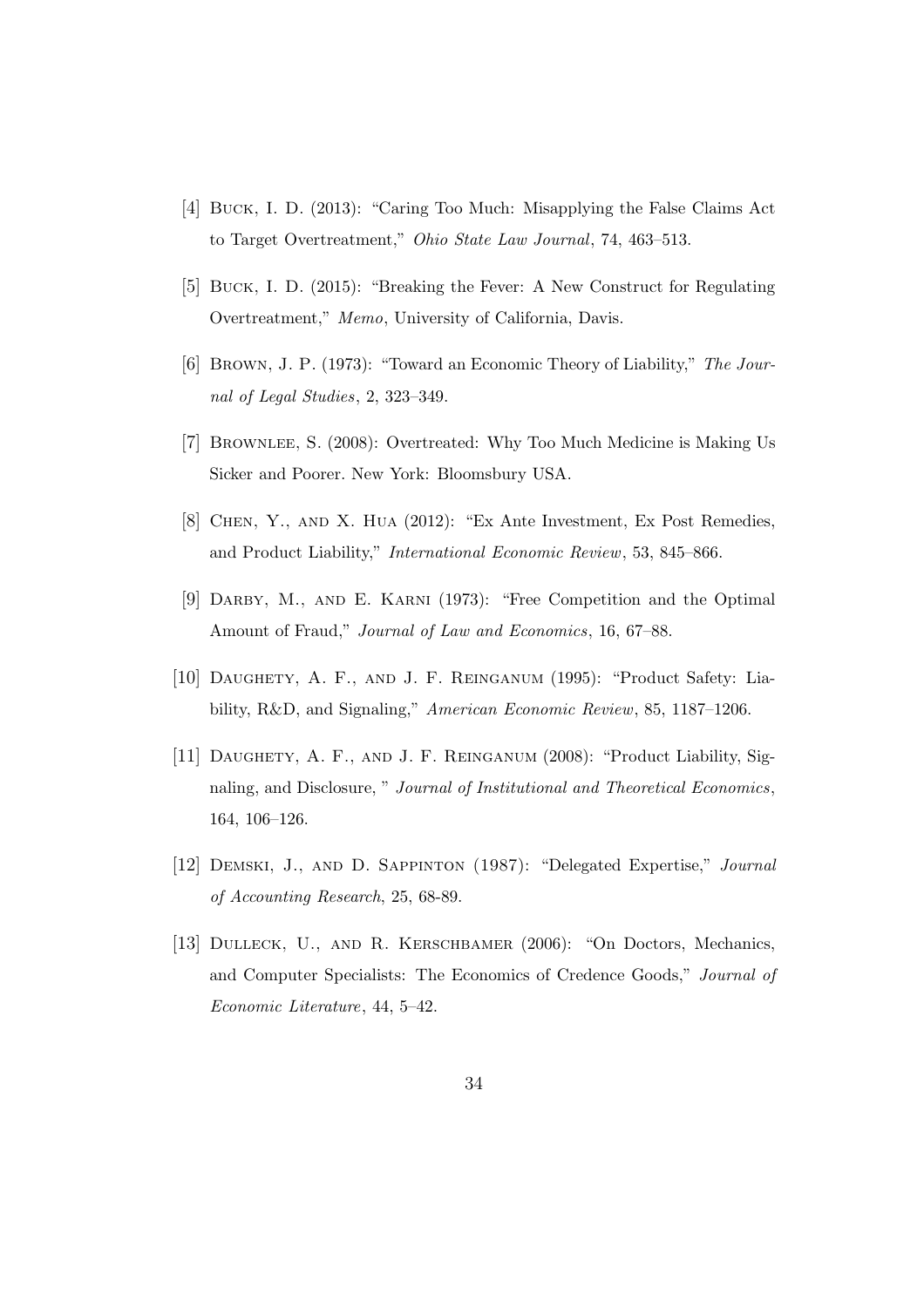[4] Buck, I. D. (2013): "Caring Too Much: Misapplying the False Claims Act to Target Overtreatment," *Ohio State Law Journal*, 74, 463–513.

[5] Buck, I. D. (2015): "Breaking the Fever: A New Construct for Regulating Overtreatment," *Memo*, University of California, Davis.

[6] Brown, J. P. (1973): "Toward an Economic Theory of Liability," *The Journal of Legal Studies*, 2, 323–349.

[7] Brownlee, S. (2008): Overtreated: Why Too Much Medicine is Making Us Sicker and Poorer. New York: Bloomsbury USA.

[8] Chen, Y., and X. Hua (2012): "Ex Ante Investment, Ex Post Remedies, and Product Liability," *International Economic Review*, 53, 845–866.

[9] Darby, M., and E. Karni (1973): "Free Competition and the Optimal Amount of Fraud," *Journal of Law and Economics*, 16, 67–88.

[10] Daughety, A. F., and J. F. Reinganum (1995): "Product Safety: Liability, R&D, and Signaling," *American Economic Review*, 85, 1187–1206.

[11] Daughety, A. F., and J. F. Reinganum (2008): "Product Liability, Signaling, and Disclosure, " *Journal of Institutional and Theoretical Economics*, 164, 106–126.

[12] Demski, J., and D. Sappinton (1987): "Delegated Expertise," *Journal of Accounting Research*, 25, 68-89.

[13] Dulleck, U., and R. Kerschbamer (2006): "On Doctors, Mechanics, and Computer Specialists: The Economics of Credence Goods," *Journal of Economic Literature*, 44, 5–42.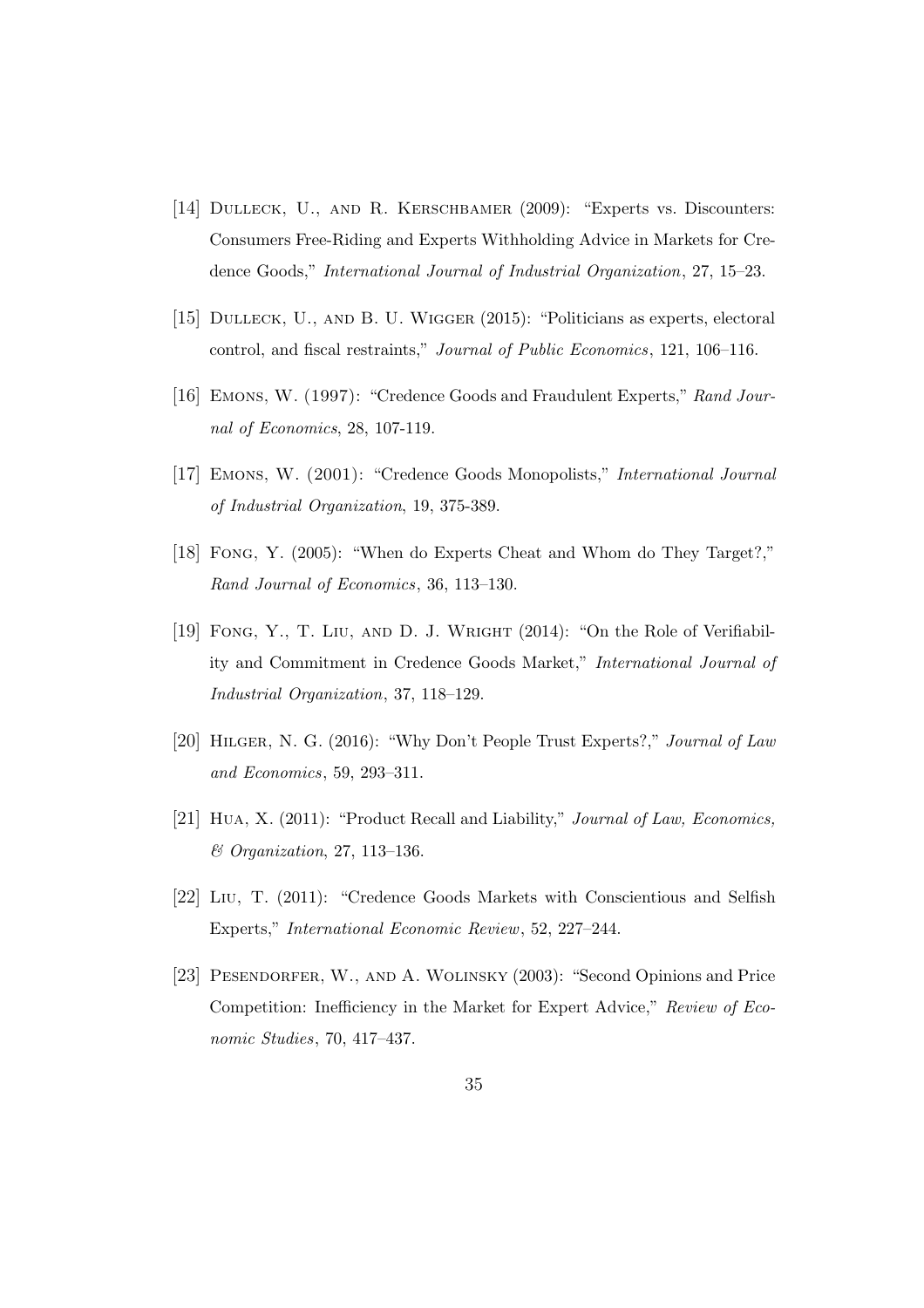[14] Dulleck, U., and R. Kerschbamer (2009): "Experts vs. Discounters: Consumers Free-Riding and Experts Withholding Advice in Markets for Credence Goods," *International Journal of Industrial Organization*, 27, 15–23.

[15] Dulleck, U., and B. U. Wigger (2015): "Politicians as experts, electoral control, and fiscal restraints," *Journal of Public Economics*, 121, 106–116.

[16] Emons, W. (1997): "Credence Goods and Fraudulent Experts," *Rand Journal of Economics*, 28, 107-119.

[17] Emons, W. (2001): "Credence Goods Monopolists," *International Journal of Industrial Organization*, 19, 375-389.

[18] Fong, Y. (2005): "When do Experts Cheat and Whom do They Target?," *Rand Journal of Economics*, 36, 113–130.

[19] Fong, Y., T. Liu, and D. J. Wright (2014): "On the Role of Verifiability and Commitment in Credence Goods Market," *International Journal of Industrial Organization*, 37, 118–129.

[20] Hilger, N. G. (2016): "Why Don't People Trust Experts?," *Journal of Law and Economics*, 59, 293–311.

[21] Hua, X. (2011): "Product Recall and Liability," *Journal of Law, Economics, & Organization*, 27, 113–136.

[22] Liu, T. (2011): "Credence Goods Markets with Conscientious and Selfish Experts," *International Economic Review*, 52, 227–244.

[23] Pesendorfer, W., and A. Wolinsky (2003): "Second Opinions and Price Competition: Inefficiency in the Market for Expert Advice," *Review of Economic Studies*, 70, 417–437.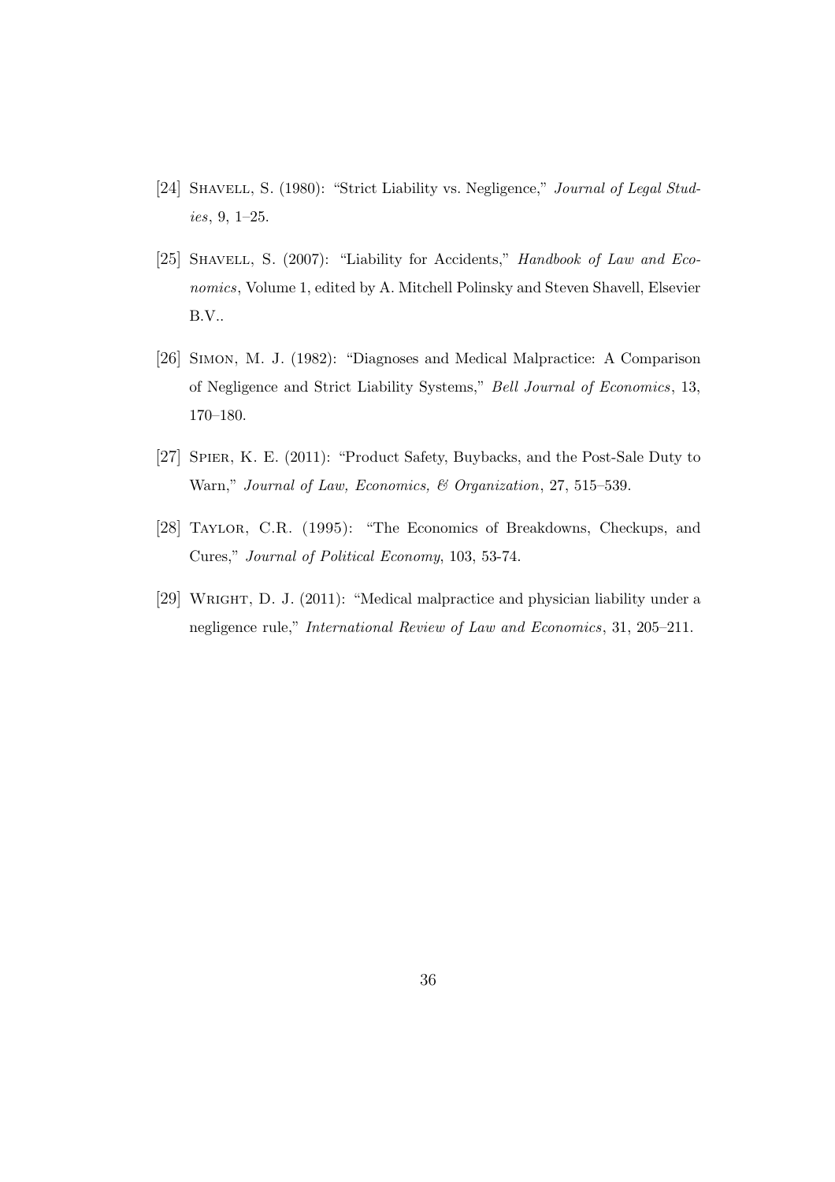[24] Shavell, S. (1980): "Strict Liability vs. Negligence," *Journal of Legal Studies*, 9, 1–25.

[25] Shavell, S. (2007): "Liability for Accidents," *Handbook of Law and Economics*, Volume 1, edited by A. Mitchell Polinsky and Steven Shavell, Elsevier B.V..

[26] Simon, M. J. (1982): "Diagnoses and Medical Malpractice: A Comparison of Negligence and Strict Liability Systems," *Bell Journal of Economics*, 13, 170–180.

[27] Spier, K. E. (2011): "Product Safety, Buybacks, and the Post-Sale Duty to Warn," *Journal of Law, Economics, & Organization*, 27, 515–539.

[28] Taylor, C.R. (1995): "The Economics of Breakdowns, Checkups, and Cures," *Journal of Political Economy*, 103, 53-74.

[29] Wright, D. J. (2011): "Medical malpractice and physician liability under a negligence rule," *International Review of Law and Economics*, 31, 205–211.